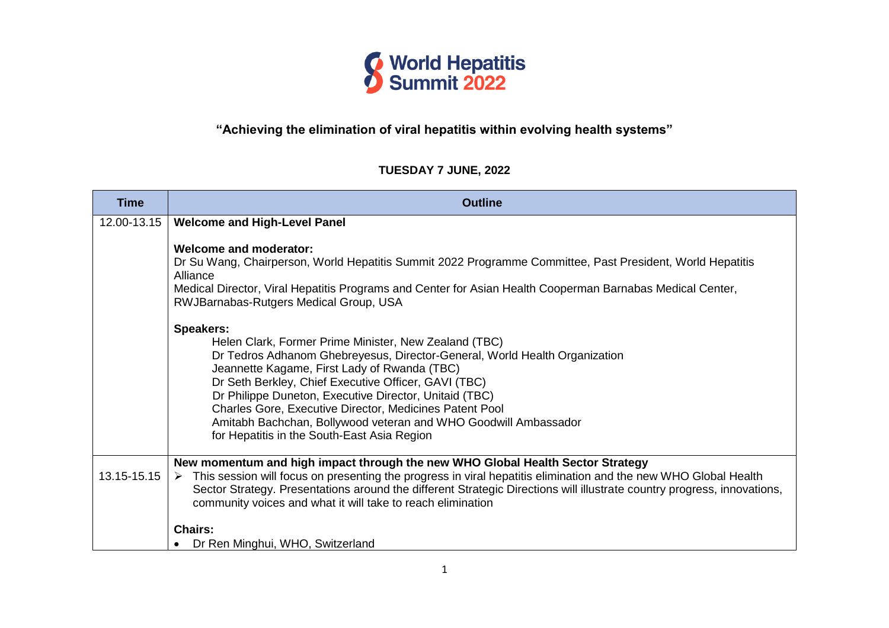# World Hepatitis Summit 2022

## "Achieving the elimination of viral hepatitis within evolving health systems"

### TUESDAY 7 JUNE, 2022

| Time | Outline |
| --- | --- |
| 12.00-13.15 | **Welcome and High-Level Panel**<br><br>**Welcome and moderator:**<br>Dr Su Wang, Chairperson, World Hepatitis Summit 2022 Programme Committee, Past President, World Hepatitis Alliance<br>Medical Director, Viral Hepatitis Programs and Center for Asian Health Cooperman Barnabas Medical Center, RWJBarnabas-Rutgers Medical Group, USA<br><br>**Speakers:**<br>Helen Clark, Former Prime Minister, New Zealand (TBC)<br>Dr Tedros Adhanom Ghebreyesus, Director-General, World Health Organization<br>Jeannette Kagame, First Lady of Rwanda (TBC)<br>Dr Seth Berkley, Chief Executive Officer, GAVI (TBC)<br>Dr Philippe Duneton, Executive Director, Unitaid (TBC)<br>Charles Gore, Executive Director, Medicines Patent Pool<br>Amitabh Bachchan, Bollywood veteran and WHO Goodwill Ambassador for Hepatitis in the South-East Asia Region |
| 13.15-15.15 | **New momentum and high impact through the new WHO Global Health Sector Strategy**<br>➢ This session will focus on presenting the progress in viral hepatitis elimination and the new WHO Global Health Sector Strategy. Presentations around the different Strategic Directions will illustrate country progress, innovations, community voices and what it will take to reach elimination<br><br>**Chairs:**<br>• Dr Ren Minghui, WHO, Switzerland |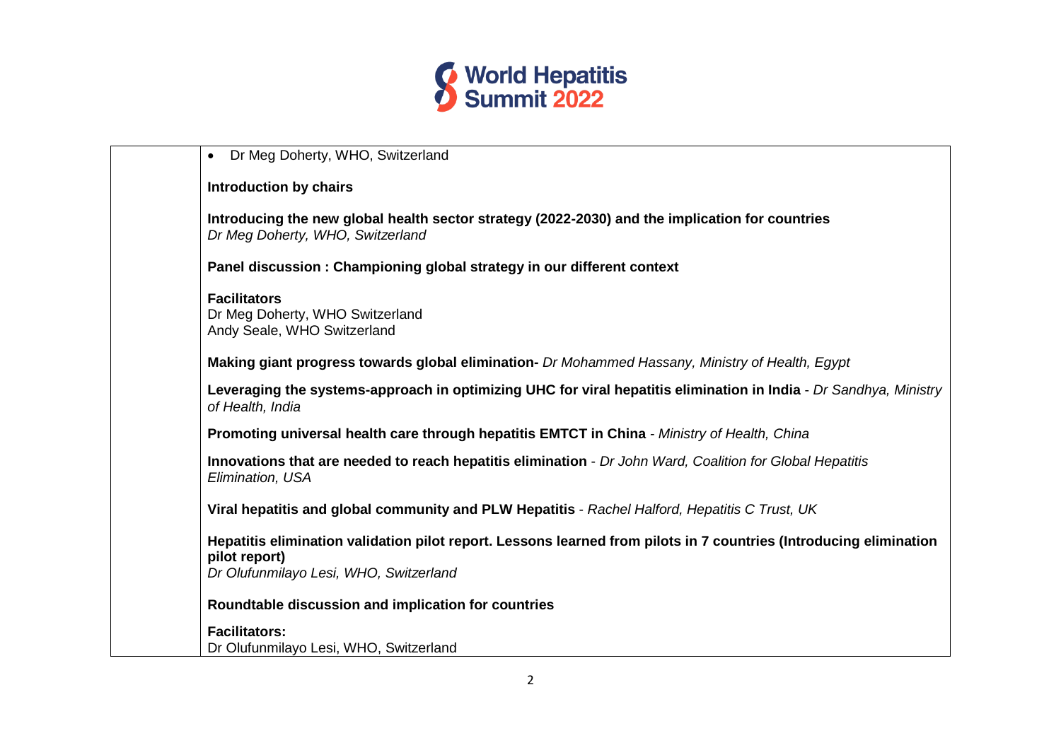- Dr Meg Doherty, WHO, Switzerland

**Introduction by chairs**

**Introducing the new global health sector strategy (2022-2030) and the implication for countries**
*Dr Meg Doherty, WHO, Switzerland*

**Panel discussion : Championing global strategy in our different context**

**Facilitators**
Dr Meg Doherty, WHO Switzerland
Andy Seale, WHO Switzerland

**Making giant progress towards global elimination-** *Dr Mohammed Hassany, Ministry of Health, Egypt*

**Leveraging the systems-approach in optimizing UHC for viral hepatitis elimination in India** - *Dr Sandhya, Ministry of Health, India*

**Promoting universal health care through hepatitis EMTCT in China** - *Ministry of Health, China*

**Innovations that are needed to reach hepatitis elimination** - *Dr John Ward, Coalition for Global Hepatitis Elimination, USA*

**Viral hepatitis and global community and PLW Hepatitis** - *Rachel Halford, Hepatitis C Trust, UK*

**Hepatitis elimination validation pilot report. Lessons learned from pilots in 7 countries (Introducing elimination pilot report)**
*Dr Olufunmilayo Lesi, WHO, Switzerland*

**Roundtable discussion and implication for countries**

**Facilitators:**
Dr Olufunmilayo Lesi, WHO, Switzerland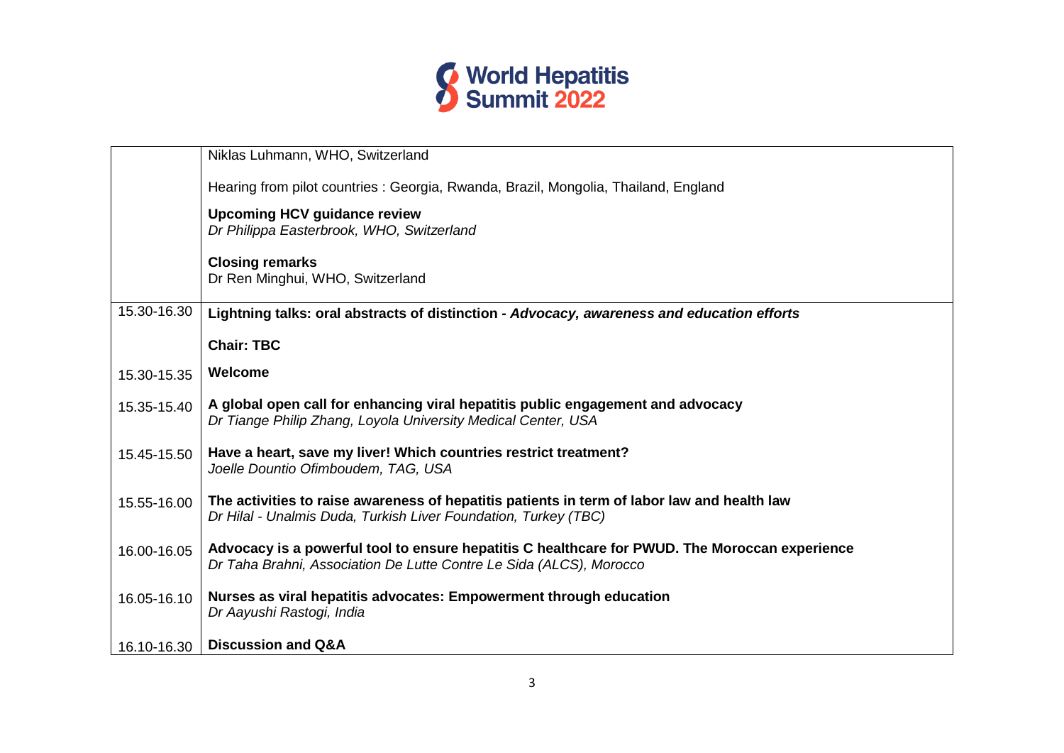| | |
|---|---|
| | Niklas Luhmann, WHO, Switzerland<br><br>Hearing from pilot countries : Georgia, Rwanda, Brazil, Mongolia, Thailand, England<br><br>**Upcoming HCV guidance review**<br>*Dr Philippa Easterbrook, WHO, Switzerland*<br><br>**Closing remarks**<br>Dr Ren Minghui, WHO, Switzerland |
| 15.30-16.30 | **Lightning talks: oral abstracts of distinction - *Advocacy, awareness and education efforts***<br><br>**Chair: TBC** |
| 15.30-15.35 | **Welcome** |
| 15.35-15.40 | **A global open call for enhancing viral hepatitis public engagement and advocacy**<br>*Dr Tiange Philip Zhang, Loyola University Medical Center, USA* |
| 15.45-15.50 | **Have a heart, save my liver! Which countries restrict treatment?**<br>*Joelle Dountio Ofimboudem, TAG, USA* |
| 15.55-16.00 | **The activities to raise awareness of hepatitis patients in term of labor law and health law**<br>*Dr Hilal - Unalmis Duda, Turkish Liver Foundation, Turkey (TBC)* |
| 16.00-16.05 | **Advocacy is a powerful tool to ensure hepatitis C healthcare for PWUD. The Moroccan experience**<br>*Dr Taha Brahni, Association De Lutte Contre Le Sida (ALCS), Morocco* |
| 16.05-16.10 | **Nurses as viral hepatitis advocates: Empowerment through education**<br>*Dr Aayushi Rastogi, India* |
| 16.10-16.30 | **Discussion and Q&A** |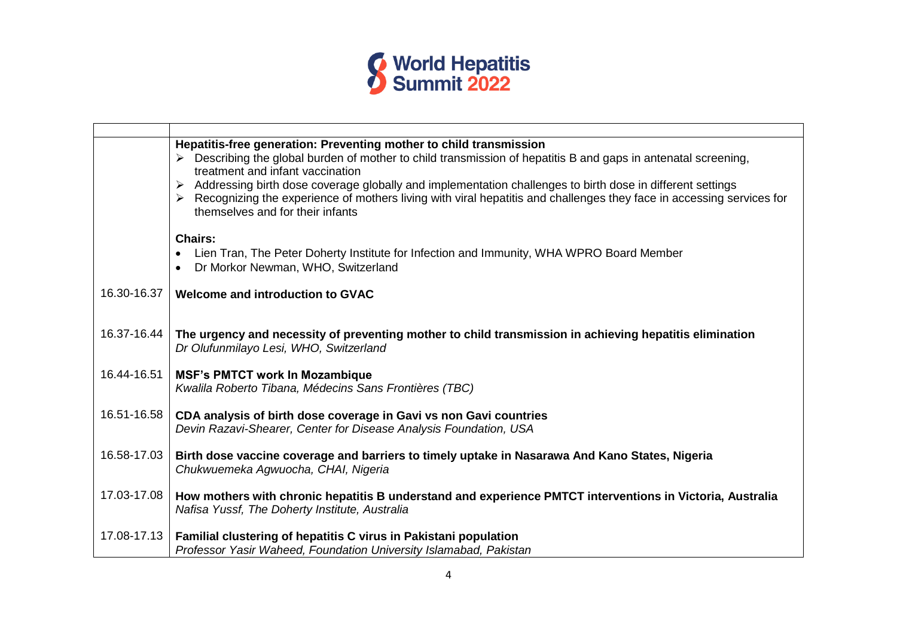| | |
|---|---|
| | **Hepatitis-free generation: Preventing mother to child transmission**<br>➢ Describing the global burden of mother to child transmission of hepatitis B and gaps in antenatal screening, treatment and infant vaccination<br>➢ Addressing birth dose coverage globally and implementation challenges to birth dose in different settings<br>➢ Recognizing the experience of mothers living with viral hepatitis and challenges they face in accessing services for themselves and for their infants<br><br>**Chairs:**<br>• Lien Tran, The Peter Doherty Institute for Infection and Immunity, WHA WPRO Board Member<br>• Dr Morkor Newman, WHO, Switzerland |
| 16.30-16.37 | **Welcome and introduction to GVAC** |
| 16.37-16.44 | **The urgency and necessity of preventing mother to child transmission in achieving hepatitis elimination**<br>*Dr Olufunmilayo Lesi, WHO, Switzerland* |
| 16.44-16.51 | **MSF's PMTCT work In Mozambique**<br>*Kwalila Roberto Tibana, Médecins Sans Frontières (TBC)* |
| 16.51-16.58 | **CDA analysis of birth dose coverage in Gavi vs non Gavi countries**<br>*Devin Razavi-Shearer, Center for Disease Analysis Foundation, USA* |
| 16.58-17.03 | **Birth dose vaccine coverage and barriers to timely uptake in Nasarawa And Kano States, Nigeria**<br>*Chukwuemeka Agwuocha, CHAI, Nigeria* |
| 17.03-17.08 | **How mothers with chronic hepatitis B understand and experience PMTCT interventions in Victoria, Australia**<br>*Nafisa Yussf, The Doherty Institute, Australia* |
| 17.08-17.13 | **Familial clustering of hepatitis C virus in Pakistani population**<br>*Professor Yasir Waheed, Foundation University Islamabad, Pakistan* |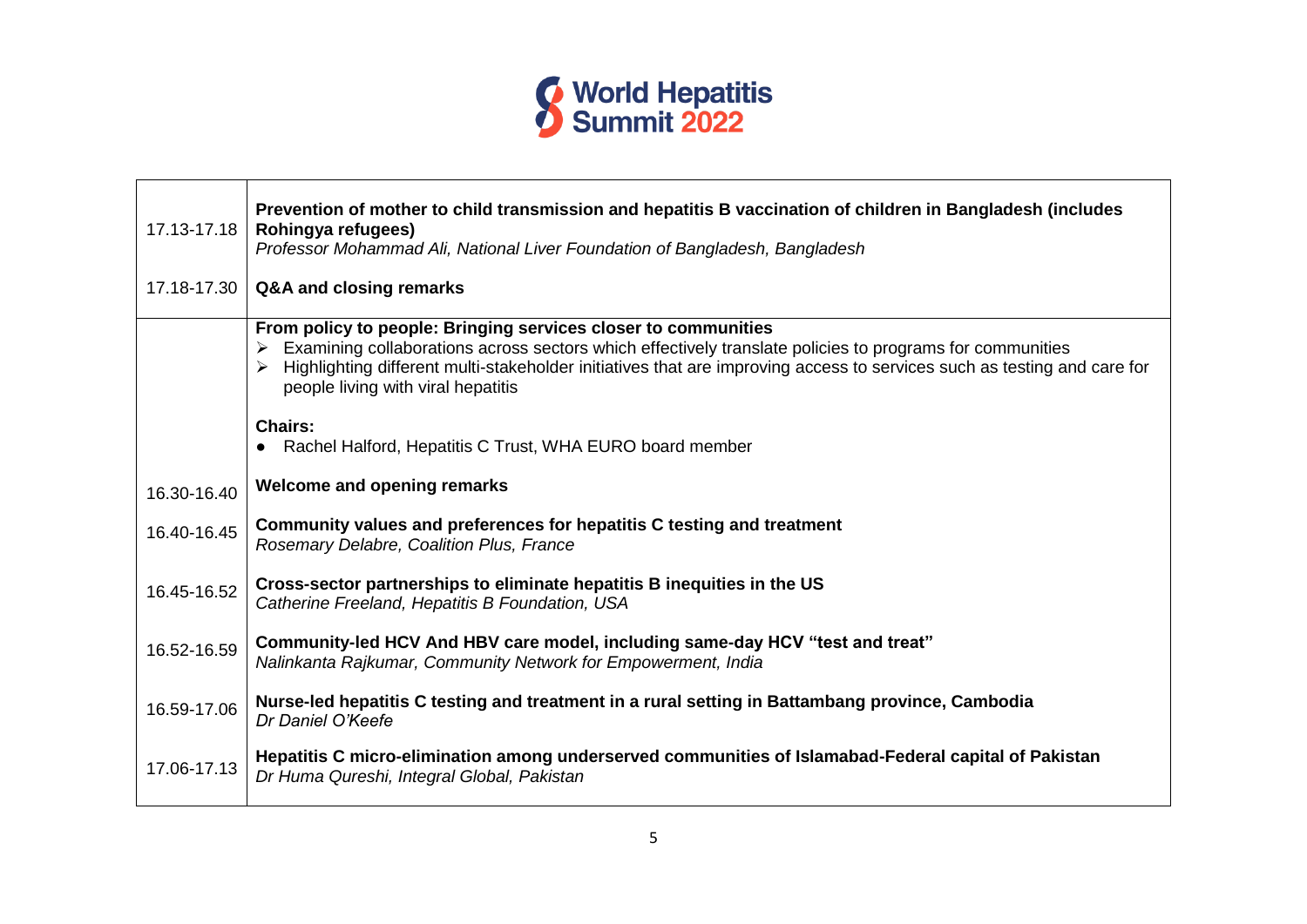| | |
|---|---|
| 17.13-17.18 | **Prevention of mother to child transmission and hepatitis B vaccination of children in Bangladesh (includes Rohingya refugees)**<br>*Professor Mohammad Ali, National Liver Foundation of Bangladesh, Bangladesh* |
| 17.18-17.30 | **Q&A and closing remarks** |
| | **From policy to people: Bringing services closer to communities**<br>➢ Examining collaborations across sectors which effectively translate policies to programs for communities<br>➢ Highlighting different multi-stakeholder initiatives that are improving access to services such as testing and care for people living with viral hepatitis<br><br>**Chairs:**<br>● Rachel Halford, Hepatitis C Trust, WHA EURO board member |
| 16.30-16.40 | **Welcome and opening remarks** |
| 16.40-16.45 | **Community values and preferences for hepatitis C testing and treatment**<br>*Rosemary Delabre, Coalition Plus, France* |
| 16.45-16.52 | **Cross-sector partnerships to eliminate hepatitis B inequities in the US**<br>*Catherine Freeland, Hepatitis B Foundation, USA* |
| 16.52-16.59 | **Community-led HCV And HBV care model, including same-day HCV "test and treat"**<br>*Nalinkanta Rajkumar, Community Network for Empowerment, India* |
| 16.59-17.06 | **Nurse-led hepatitis C testing and treatment in a rural setting in Battambang province, Cambodia**<br>*Dr Daniel O'Keefe* |
| 17.06-17.13 | **Hepatitis C micro-elimination among underserved communities of Islamabad-Federal capital of Pakistan**<br>*Dr Huma Qureshi, Integral Global, Pakistan* |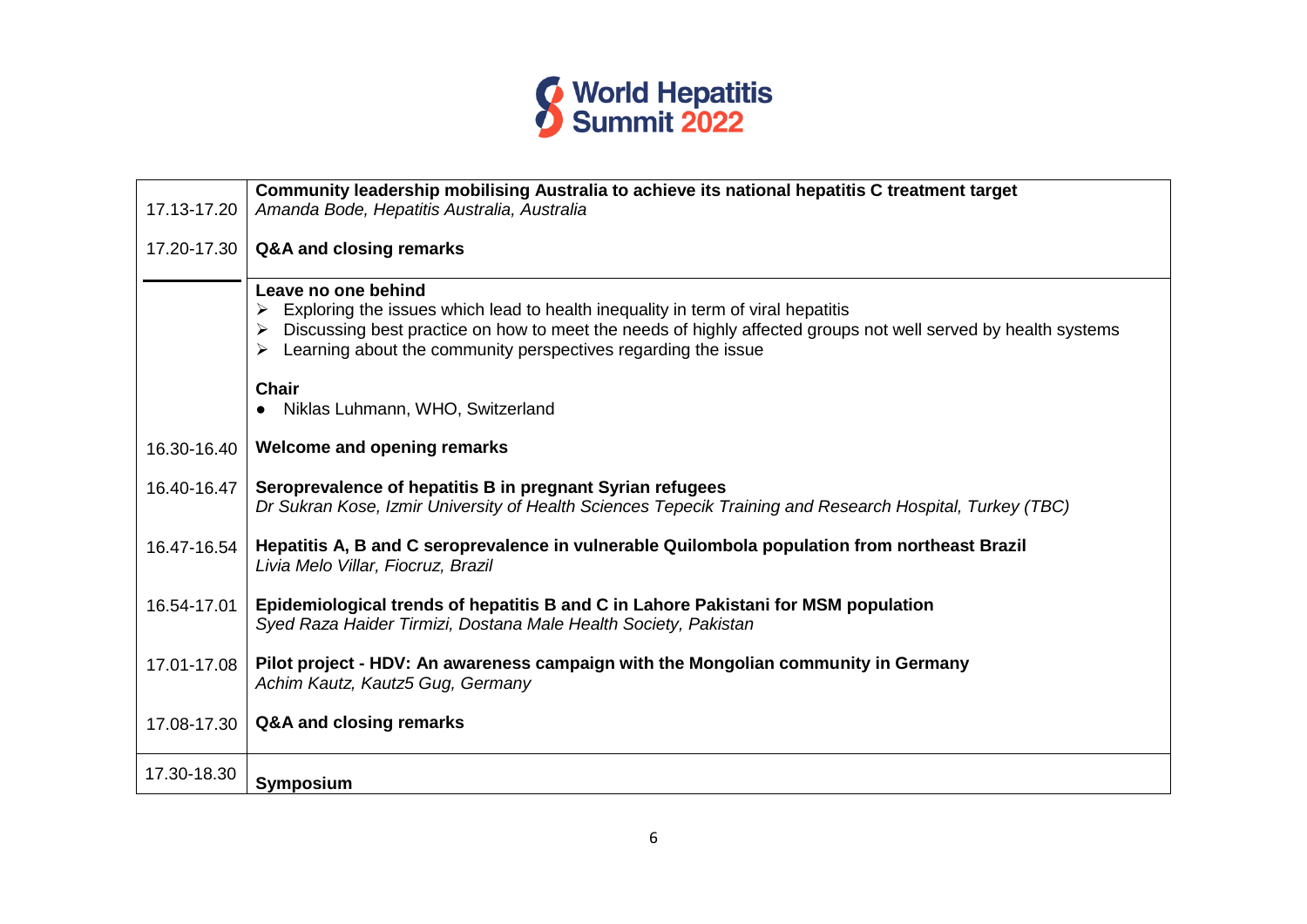| | |
|---|---|
| 17.13-17.20 | **Community leadership mobilising Australia to achieve its national hepatitis C treatment target**<br>*Amanda Bode, Hepatitis Australia, Australia* |
| 17.20-17.30 | **Q&A and closing remarks** |
| | **Leave no one behind**<br>➢ Exploring the issues which lead to health inequality in term of viral hepatitis<br>➢ Discussing best practice on how to meet the needs of highly affected groups not well served by health systems<br>➢ Learning about the community perspectives regarding the issue<br><br>**Chair**<br>● Niklas Luhmann, WHO, Switzerland |
| 16.30-16.40 | **Welcome and opening remarks** |
| 16.40-16.47 | **Seroprevalence of hepatitis B in pregnant Syrian refugees**<br>*Dr Sukran Kose, Izmir University of Health Sciences Tepecik Training and Research Hospital, Turkey (TBC)* |
| 16.47-16.54 | **Hepatitis A, B and C seroprevalence in vulnerable Quilombola population from northeast Brazil**<br>*Livia Melo Villar, Fiocruz, Brazil* |
| 16.54-17.01 | **Epidemiological trends of hepatitis B and C in Lahore Pakistani for MSM population**<br>*Syed Raza Haider Tirmizi, Dostana Male Health Society, Pakistan* |
| 17.01-17.08 | **Pilot project - HDV: An awareness campaign with the Mongolian community in Germany**<br>*Achim Kautz, Kautz5 Gug, Germany* |
| 17.08-17.30 | **Q&A and closing remarks** |
| 17.30-18.30 | **Symposium** |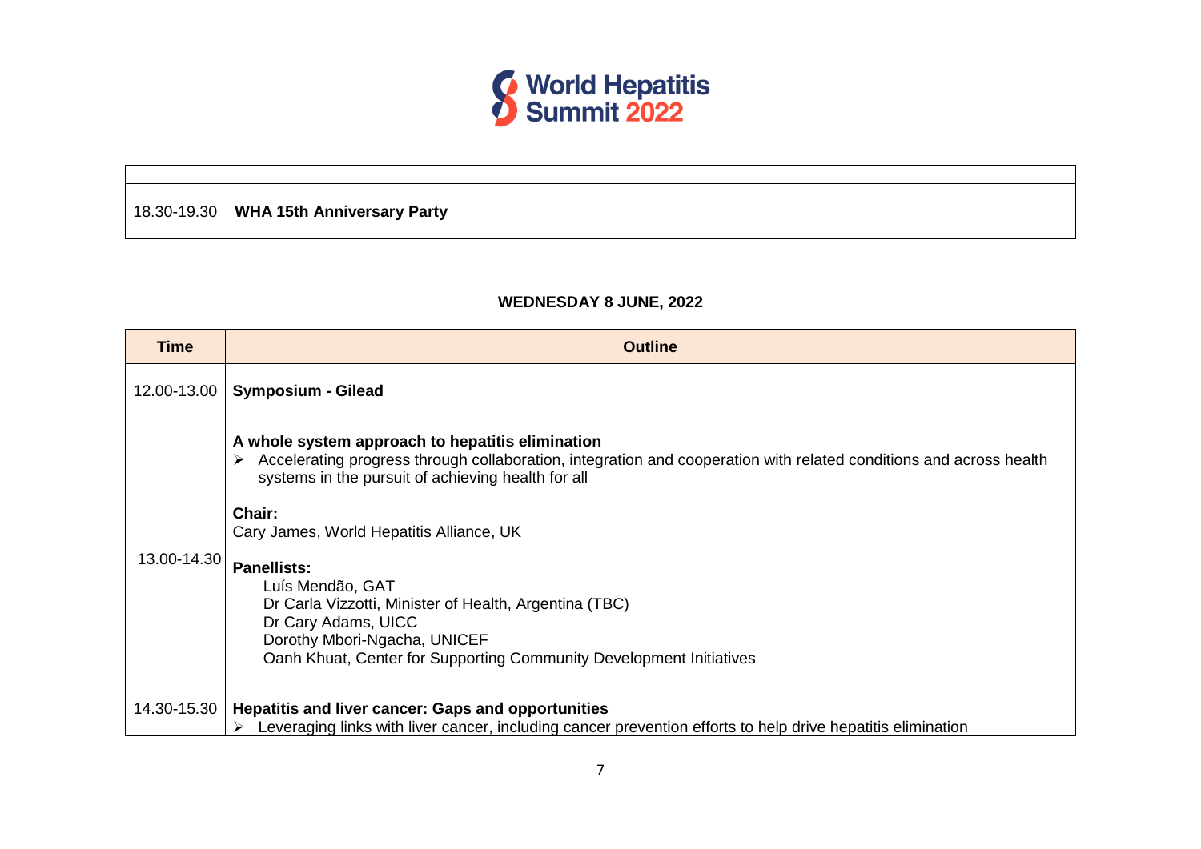| | |
|---|---|
| 18.30-19.30 | **WHA 15th Anniversary Party** |

**WEDNESDAY 8 JUNE, 2022**

| Time | Outline |
|---|---|
| 12.00-13.00 | **Symposium - Gilead** |
| 13.00-14.30 | **A whole system approach to hepatitis elimination**<br>➢ Accelerating progress through collaboration, integration and cooperation with related conditions and across health systems in the pursuit of achieving health for all<br><br>**Chair:**<br>Cary James, World Hepatitis Alliance, UK<br><br>**Panellists:**<br>Luís Mendão, GAT<br>Dr Carla Vizzotti, Minister of Health, Argentina (TBC)<br>Dr Cary Adams, UICC<br>Dorothy Mbori-Ngacha, UNICEF<br>Oanh Khuat, Center for Supporting Community Development Initiatives |
| 14.30-15.30 | **Hepatitis and liver cancer: Gaps and opportunities**<br>➢ Leveraging links with liver cancer, including cancer prevention efforts to help drive hepatitis elimination |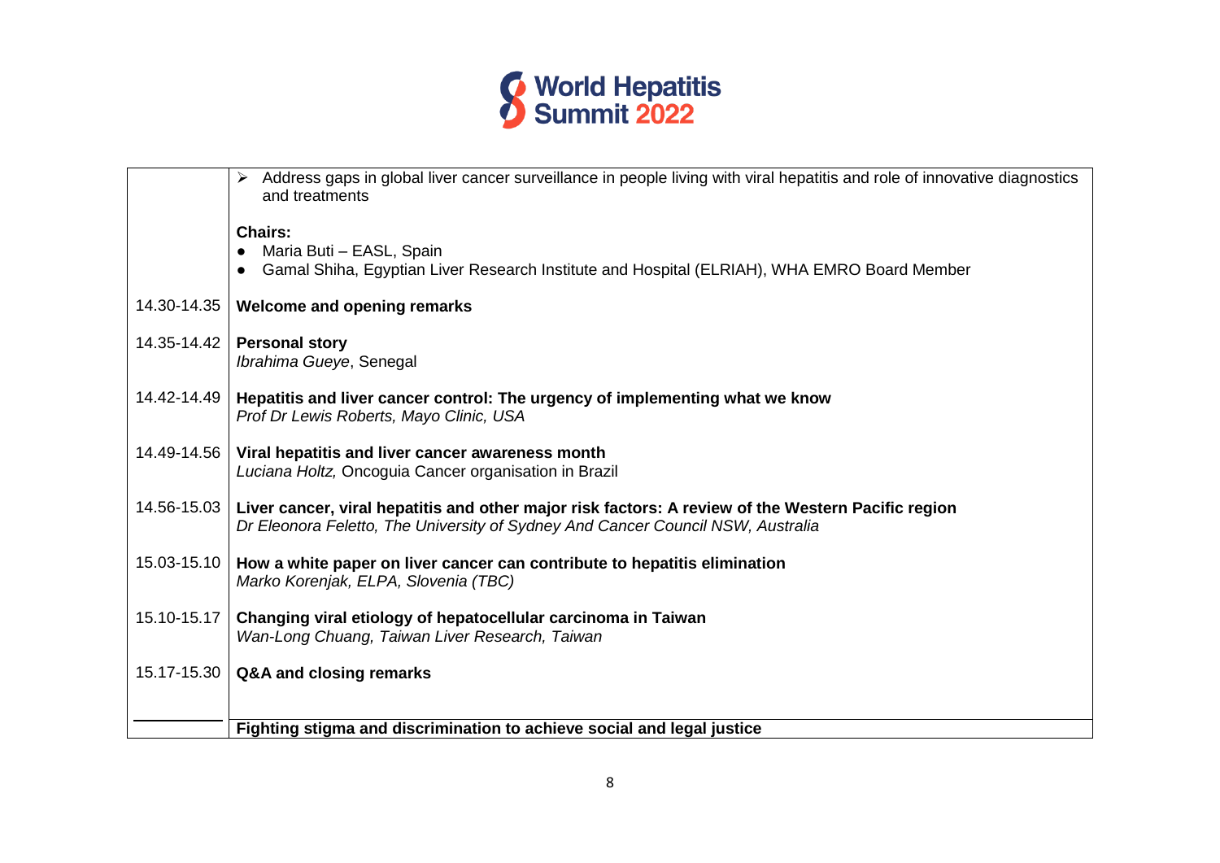| | |
|---|---|
| | ➢ Address gaps in global liver cancer surveillance in people living with viral hepatitis and role of innovative diagnostics and treatments<br><br>**Chairs:**<br>• Maria Buti – EASL, Spain<br>• Gamal Shiha, Egyptian Liver Research Institute and Hospital (ELRIAH), WHA EMRO Board Member |
| 14.30-14.35 | **Welcome and opening remarks** |
| 14.35-14.42 | **Personal story**<br>*Ibrahima Gueye*, Senegal |
| 14.42-14.49 | **Hepatitis and liver cancer control: The urgency of implementing what we know**<br>*Prof Dr Lewis Roberts, Mayo Clinic, USA* |
| 14.49-14.56 | **Viral hepatitis and liver cancer awareness month**<br>*Luciana Holtz,* Oncoguia Cancer organisation in Brazil |
| 14.56-15.03 | **Liver cancer, viral hepatitis and other major risk factors: A review of the Western Pacific region**<br>*Dr Eleonora Feletto, The University of Sydney And Cancer Council NSW, Australia* |
| 15.03-15.10 | **How a white paper on liver cancer can contribute to hepatitis elimination**<br>*Marko Korenjak, ELPA, Slovenia (TBC)* |
| 15.10-15.17 | **Changing viral etiology of hepatocellular carcinoma in Taiwan**<br>*Wan-Long Chuang, Taiwan Liver Research, Taiwan* |
| 15.17-15.30 | **Q&A and closing remarks** |
| | **Fighting stigma and discrimination to achieve social and legal justice** |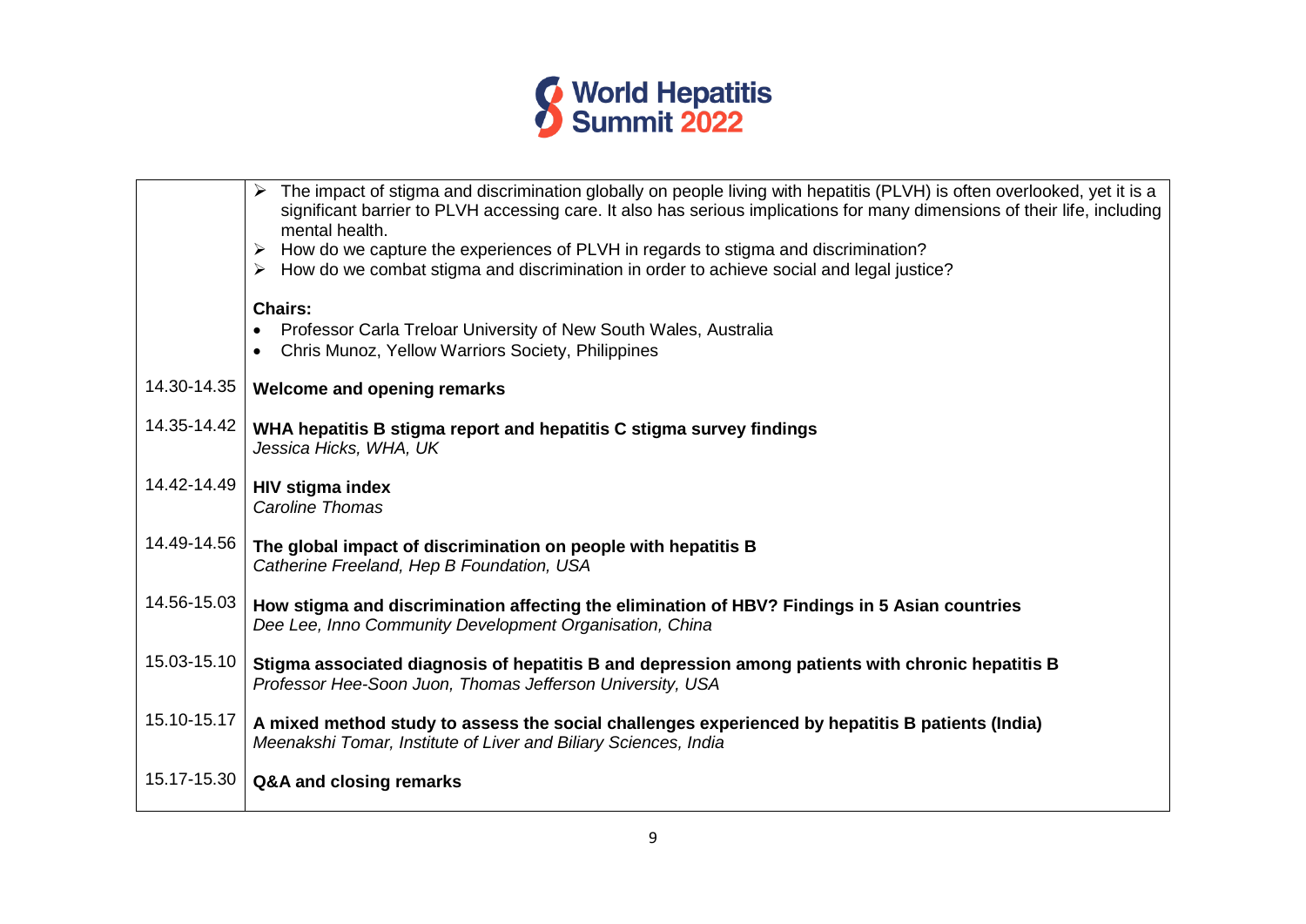| | |
|---|---|
| | ➢ The impact of stigma and discrimination globally on people living with hepatitis (PLVH) is often overlooked, yet it is a significant barrier to PLVH accessing care. It also has serious implications for many dimensions of their life, including mental health.<br>➢ How do we capture the experiences of PLVH in regards to stigma and discrimination?<br>➢ How do we combat stigma and discrimination in order to achieve social and legal justice?<br><br>**Chairs:**<br>• Professor Carla Treloar University of New South Wales, Australia<br>• Chris Munoz, Yellow Warriors Society, Philippines |
| 14.30-14.35 | **Welcome and opening remarks** |
| 14.35-14.42 | **WHA hepatitis B stigma report and hepatitis C stigma survey findings**<br>*Jessica Hicks, WHA, UK* |
| 14.42-14.49 | **HIV stigma index**<br>*Caroline Thomas* |
| 14.49-14.56 | **The global impact of discrimination on people with hepatitis B**<br>*Catherine Freeland, Hep B Foundation, USA* |
| 14.56-15.03 | **How stigma and discrimination affecting the elimination of HBV? Findings in 5 Asian countries**<br>*Dee Lee, Inno Community Development Organisation, China* |
| 15.03-15.10 | **Stigma associated diagnosis of hepatitis B and depression among patients with chronic hepatitis B**<br>*Professor Hee-Soon Juon, Thomas Jefferson University, USA* |
| 15.10-15.17 | **A mixed method study to assess the social challenges experienced by hepatitis B patients (India)**<br>*Meenakshi Tomar, Institute of Liver and Biliary Sciences, India* |
| 15.17-15.30 | **Q&A and closing remarks** |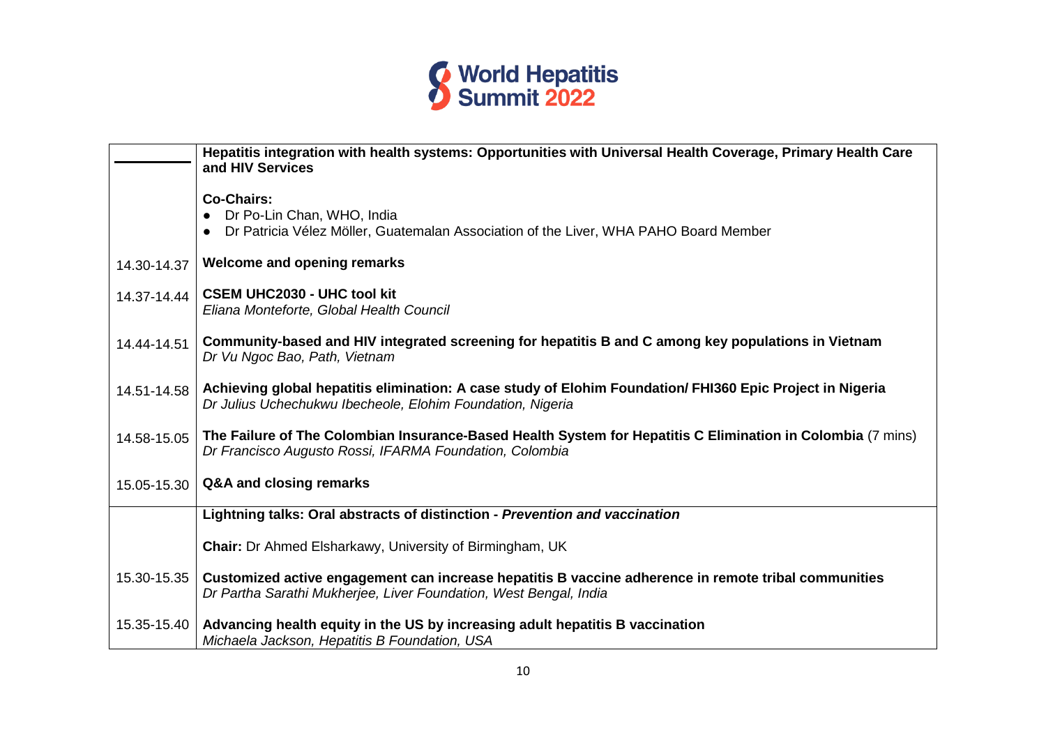| | |
|---|---|
| | **Hepatitis integration with health systems: Opportunities with Universal Health Coverage, Primary Health Care and HIV Services**<br><br>**Co-Chairs:**<br>• Dr Po-Lin Chan, WHO, India<br>• Dr Patricia Vélez Möller, Guatemalan Association of the Liver, WHA PAHO Board Member |
| 14.30-14.37 | **Welcome and opening remarks** |
| 14.37-14.44 | **CSEM UHC2030 - UHC tool kit**<br>*Eliana Monteforte, Global Health Council* |
| 14.44-14.51 | **Community-based and HIV integrated screening for hepatitis B and C among key populations in Vietnam**<br>*Dr Vu Ngoc Bao, Path, Vietnam* |
| 14.51-14.58 | **Achieving global hepatitis elimination: A case study of Elohim Foundation/ FHI360 Epic Project in Nigeria**<br>*Dr Julius Uchechukwu Ibecheole, Elohim Foundation, Nigeria* |
| 14.58-15.05 | **The Failure of The Colombian Insurance-Based Health System for Hepatitis C Elimination in Colombia** (7 mins)<br>*Dr Francisco Augusto Rossi, IFARMA Foundation, Colombia* |
| 15.05-15.30 | **Q&A and closing remarks** |
| | **Lightning talks: Oral abstracts of distinction -** ***Prevention and vaccination***<br><br>**Chair:** Dr Ahmed Elsharkawy, University of Birmingham, UK |
| 15.30-15.35 | **Customized active engagement can increase hepatitis B vaccine adherence in remote tribal communities**<br>*Dr Partha Sarathi Mukherjee, Liver Foundation, West Bengal, India* |
| 15.35-15.40 | **Advancing health equity in the US by increasing adult hepatitis B vaccination**<br>*Michaela Jackson, Hepatitis B Foundation, USA* |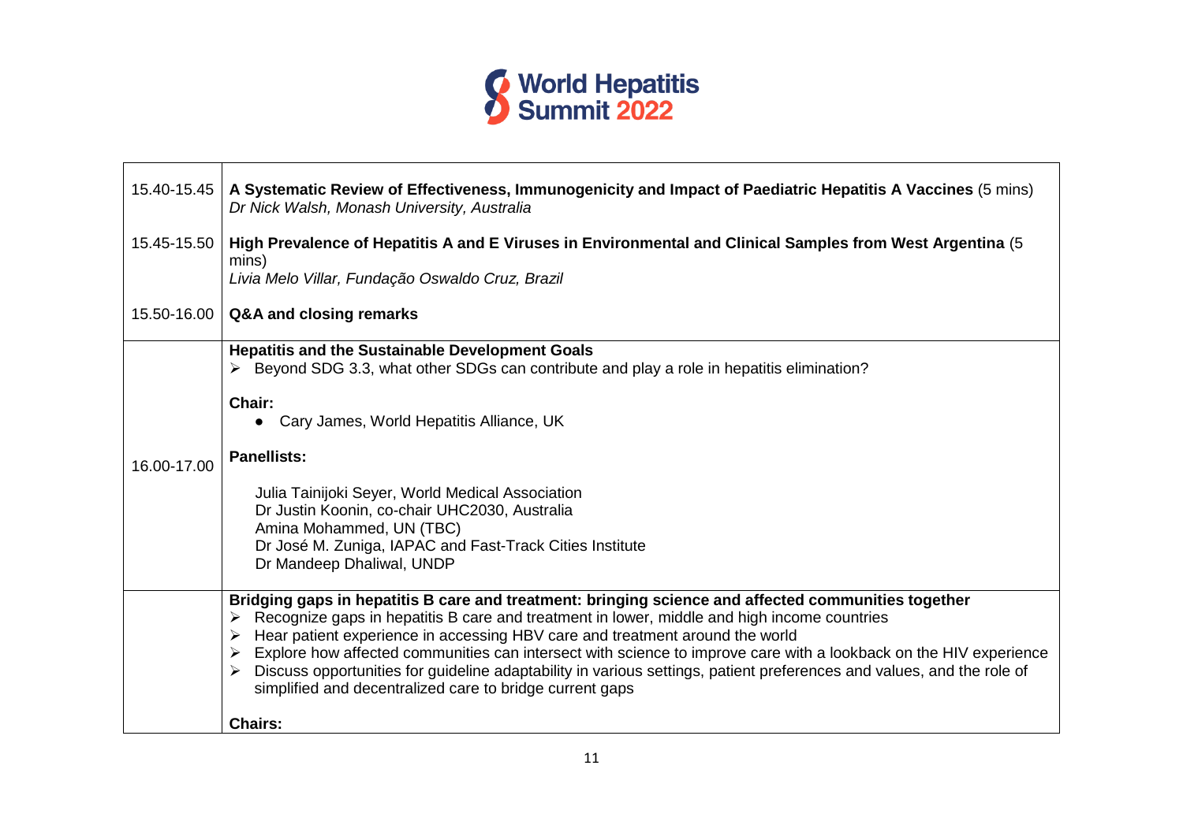| | |
|---|---|
| 15.40-15.45 | **A Systematic Review of Effectiveness, Immunogenicity and Impact of Paediatric Hepatitis A Vaccines** (5 mins)<br>*Dr Nick Walsh, Monash University, Australia* |
| 15.45-15.50 | **High Prevalence of Hepatitis A and E Viruses in Environmental and Clinical Samples from West Argentina** (5 mins)<br>*Livia Melo Villar, Fundação Oswaldo Cruz, Brazil* |
| 15.50-16.00 | **Q&A and closing remarks** |
| 16.00-17.00 | **Hepatitis and the Sustainable Development Goals**<br>➢ Beyond SDG 3.3, what other SDGs can contribute and play a role in hepatitis elimination?<br><br>**Chair:**<br>● Cary James, World Hepatitis Alliance, UK<br><br>**Panellists:**<br><br>Julia Tainijoki Seyer, World Medical Association<br>Dr Justin Koonin, co-chair UHC2030, Australia<br>Amina Mohammed, UN (TBC)<br>Dr José M. Zuniga, IAPAC and Fast-Track Cities Institute<br>Dr Mandeep Dhaliwal, UNDP |
| | **Bridging gaps in hepatitis B care and treatment: bringing science and affected communities together**<br>➢ Recognize gaps in hepatitis B care and treatment in lower, middle and high income countries<br>➢ Hear patient experience in accessing HBV care and treatment around the world<br>➢ Explore how affected communities can intersect with science to improve care with a lookback on the HIV experience<br>➢ Discuss opportunities for guideline adaptability in various settings, patient preferences and values, and the role of simplified and decentralized care to bridge current gaps<br><br>**Chairs:** |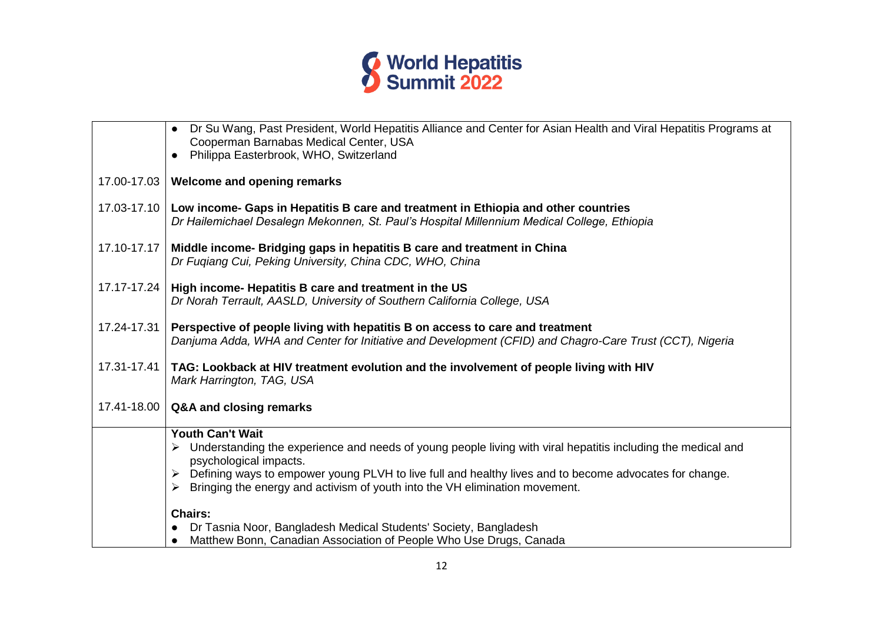| | |
|---|---|
| | • Dr Su Wang, Past President, World Hepatitis Alliance and Center for Asian Health and Viral Hepatitis Programs at Cooperman Barnabas Medical Center, USA<br>• Philippa Easterbrook, WHO, Switzerland |
| 17.00-17.03 | **Welcome and opening remarks** |
| 17.03-17.10 | **Low income- Gaps in Hepatitis B care and treatment in Ethiopia and other countries**<br>*Dr Hailemichael Desalegn Mekonnen, St. Paul's Hospital Millennium Medical College, Ethiopia* |
| 17.10-17.17 | **Middle income- Bridging gaps in hepatitis B care and treatment in China**<br>*Dr Fuqiang Cui, Peking University, China CDC, WHO, China* |
| 17.17-17.24 | **High income- Hepatitis B care and treatment in the US**<br>*Dr Norah Terrault, AASLD, University of Southern California College, USA* |
| 17.24-17.31 | **Perspective of people living with hepatitis B on access to care and treatment**<br>*Danjuma Adda, WHA and Center for Initiative and Development (CFID) and Chagro-Care Trust (CCT), Nigeria* |
| 17.31-17.41 | **TAG: Lookback at HIV treatment evolution and the involvement of people living with HIV**<br>*Mark Harrington, TAG, USA* |
| 17.41-18.00 | **Q&A and closing remarks** |
| | **Youth Can't Wait**<br>➢ Understanding the experience and needs of young people living with viral hepatitis including the medical and psychological impacts.<br>➢ Defining ways to empower young PLVH to live full and healthy lives and to become advocates for change.<br>➢ Bringing the energy and activism of youth into the VH elimination movement.<br><br>**Chairs:**<br>• Dr Tasnia Noor, Bangladesh Medical Students' Society, Bangladesh<br>• Matthew Bonn, Canadian Association of People Who Use Drugs, Canada |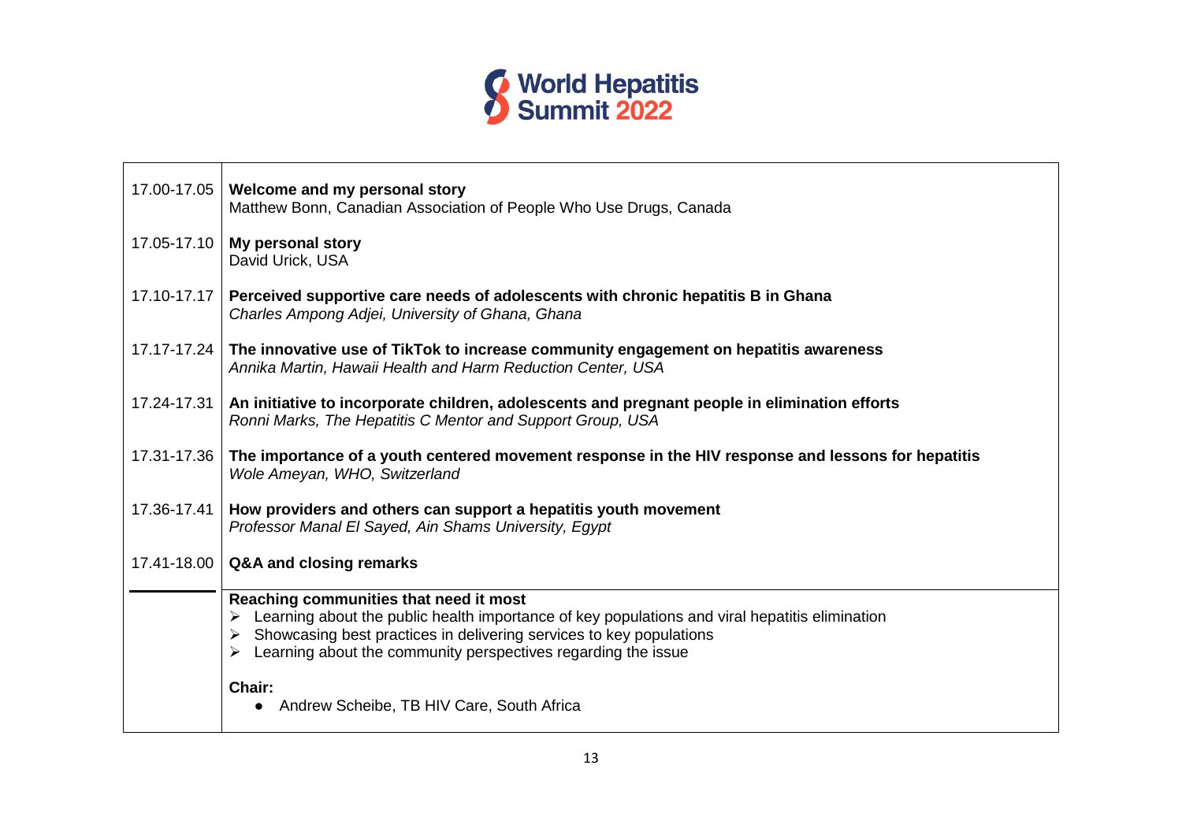| | |
|---|---|
| 17.00-17.05 | **Welcome and my personal story**<br>Matthew Bonn, Canadian Association of People Who Use Drugs, Canada |
| 17.05-17.10 | **My personal story**<br>David Urick, USA |
| 17.10-17.17 | **Perceived supportive care needs of adolescents with chronic hepatitis B in Ghana**<br>*Charles Ampong Adjei, University of Ghana, Ghana* |
| 17.17-17.24 | **The innovative use of TikTok to increase community engagement on hepatitis awareness**<br>*Annika Martin, Hawaii Health and Harm Reduction Center, USA* |
| 17.24-17.31 | **An initiative to incorporate children, adolescents and pregnant people in elimination efforts**<br>*Ronni Marks, The Hepatitis C Mentor and Support Group, USA* |
| 17.31-17.36 | **The importance of a youth centered movement response in the HIV response and lessons for hepatitis**<br>*Wole Ameyan, WHO, Switzerland* |
| 17.36-17.41 | **How providers and others can support a hepatitis youth movement**<br>*Professor Manal El Sayed, Ain Shams University, Egypt* |
| 17.41-18.00 | **Q&A and closing remarks** |
| | **Reaching communities that need it most**<br>➢ Learning about the public health importance of key populations and viral hepatitis elimination<br>➢ Showcasing best practices in delivering services to key populations<br>➢ Learning about the community perspectives regarding the issue<br><br>**Chair:**<br>● Andrew Scheibe, TB HIV Care, South Africa |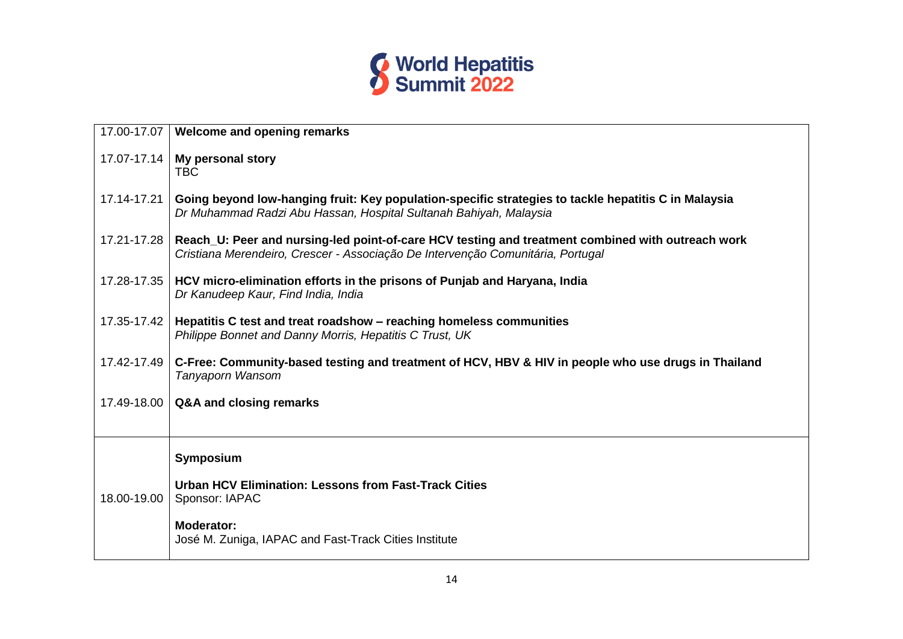| | |
|---|---|
| 17.00-17.07 | **Welcome and opening remarks** |
| 17.07-17.14 | **My personal story**<br>TBC |
| 17.14-17.21 | **Going beyond low-hanging fruit: Key population-specific strategies to tackle hepatitis C in Malaysia**<br>*Dr Muhammad Radzi Abu Hassan, Hospital Sultanah Bahiyah, Malaysia* |
| 17.21-17.28 | **Reach_U: Peer and nursing-led point-of-care HCV testing and treatment combined with outreach work**<br>*Cristiana Merendeiro, Crescer - Associação De Intervenção Comunitária, Portugal* |
| 17.28-17.35 | **HCV micro-elimination efforts in the prisons of Punjab and Haryana, India**<br>*Dr Kanudeep Kaur, Find India, India* |
| 17.35-17.42 | **Hepatitis C test and treat roadshow – reaching homeless communities**<br>*Philippe Bonnet and Danny Morris, Hepatitis C Trust, UK* |
| 17.42-17.49 | **C-Free: Community-based testing and treatment of HCV, HBV & HIV in people who use drugs in Thailand**<br>*Tanyaporn Wansom* |
| 17.49-18.00 | **Q&A and closing remarks** |
| 18.00-19.00 | **Symposium**<br><br>**Urban HCV Elimination: Lessons from Fast-Track Cities**<br>Sponsor: IAPAC<br><br>**Moderator:**<br>José M. Zuniga, IAPAC and Fast-Track Cities Institute |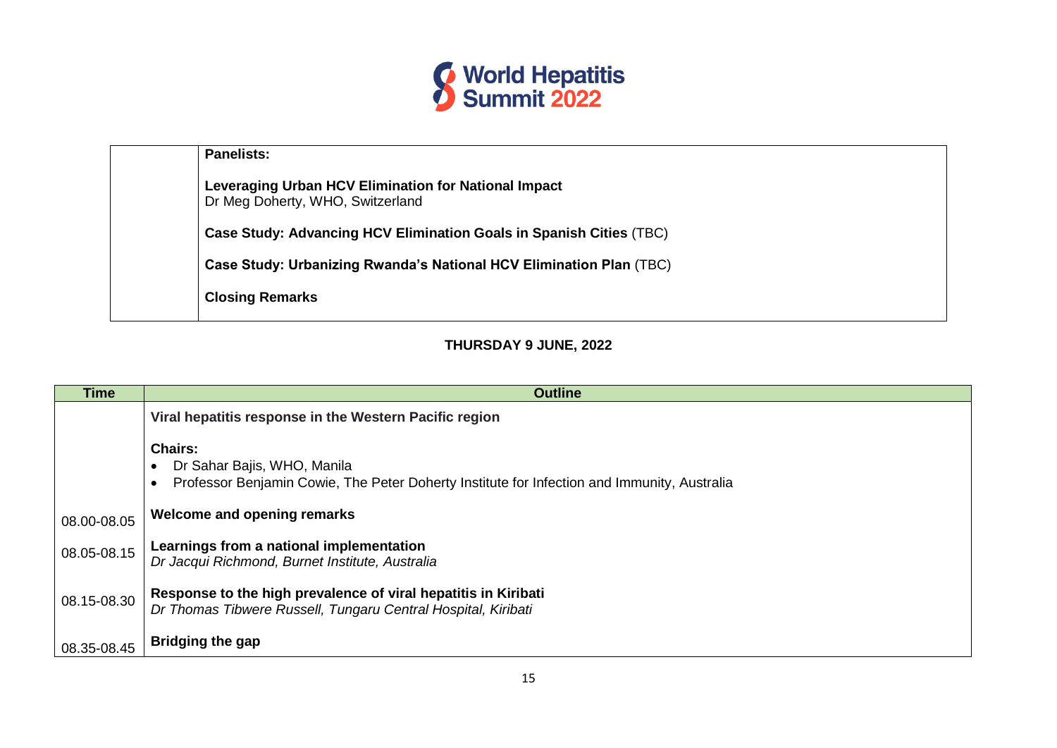| | |
|---|---|
| | **Panelists:**<br><br>**Leveraging Urban HCV Elimination for National Impact**<br>Dr Meg Doherty, WHO, Switzerland<br><br>**Case Study: Advancing HCV Elimination Goals in Spanish Cities** (TBC)<br><br>**Case Study: Urbanizing Rwanda's National HCV Elimination Plan** (TBC)<br><br>**Closing Remarks** |

## THURSDAY 9 JUNE, 2022

| Time | Outline |
|---|---|
| | **Viral hepatitis response in the Western Pacific region**<br><br>**Chairs:**<br>• Dr Sahar Bajis, WHO, Manila<br>• Professor Benjamin Cowie, The Peter Doherty Institute for Infection and Immunity, Australia |
| 08.00-08.05 | **Welcome and opening remarks** |
| 08.05-08.15 | **Learnings from a national implementation**<br>*Dr Jacqui Richmond, Burnet Institute, Australia* |
| 08.15-08.30 | **Response to the high prevalence of viral hepatitis in Kiribati**<br>*Dr Thomas Tibwere Russell, Tungaru Central Hospital, Kiribati* |
| 08.35-08.45 | **Bridging the gap** |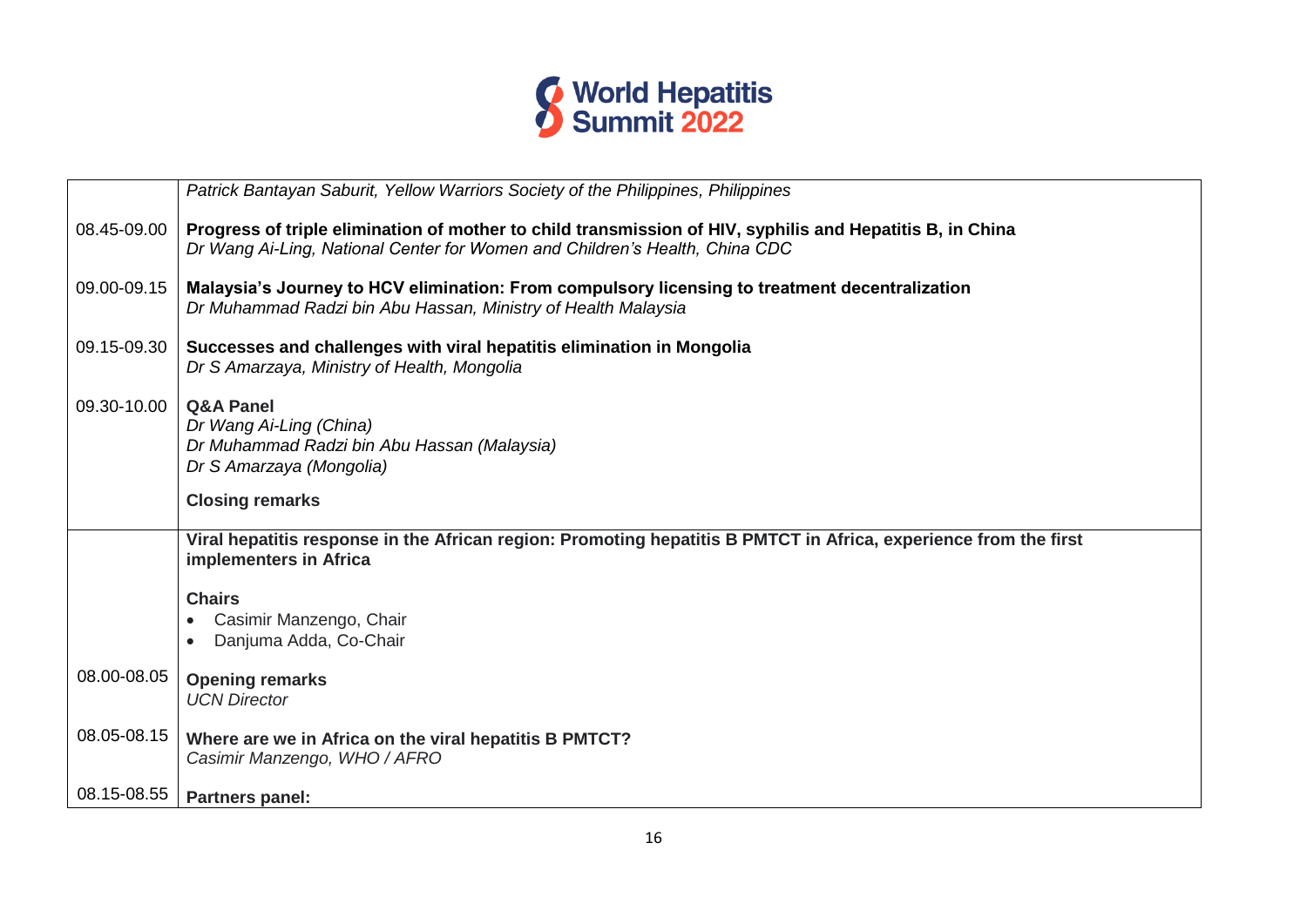| | |
|---|---|
| | *Patrick Bantayan Saburit, Yellow Warriors Society of the Philippines, Philippines* |
| 08.45-09.00 | **Progress of triple elimination of mother to child transmission of HIV, syphilis and Hepatitis B, in China**<br>*Dr Wang Ai-Ling, National Center for Women and Children's Health, China CDC* |
| 09.00-09.15 | **Malaysia's Journey to HCV elimination: From compulsory licensing to treatment decentralization**<br>*Dr Muhammad Radzi bin Abu Hassan, Ministry of Health Malaysia* |
| 09.15-09.30 | **Successes and challenges with viral hepatitis elimination in Mongolia**<br>*Dr S Amarzaya, Ministry of Health, Mongolia* |
| 09.30-10.00 | **Q&A Panel**<br>*Dr Wang Ai-Ling (China)*<br>*Dr Muhammad Radzi bin Abu Hassan (Malaysia)*<br>*Dr S Amarzaya (Mongolia)*<br><br>**Closing remarks** |
| | **Viral hepatitis response in the African region: Promoting hepatitis B PMTCT in Africa, experience from the first implementers in Africa**<br><br>**Chairs**<br>• Casimir Manzengo, Chair<br>• Danjuma Adda, Co-Chair |
| 08.00-08.05 | **Opening remarks**<br>*UCN Director* |
| 08.05-08.15 | **Where are we in Africa on the viral hepatitis B PMTCT?**<br>*Casimir Manzengo, WHO / AFRO* |
| 08.15-08.55 | **Partners panel:** |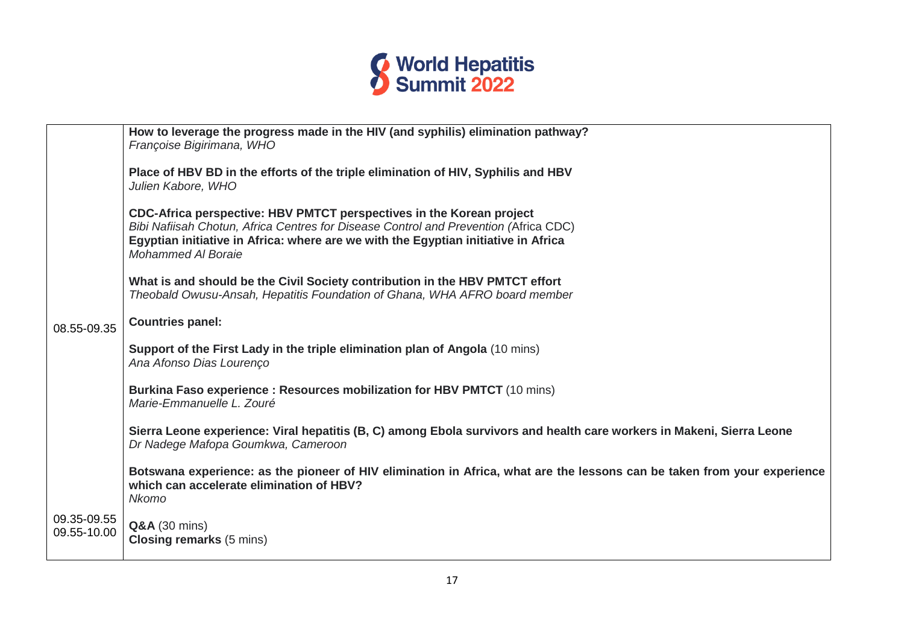| | |
|---|---|
| 08.55-09.35 | **How to leverage the progress made in the HIV (and syphilis) elimination pathway?**<br>*Françoise Bigirimana, WHO*<br><br>**Place of HBV BD in the efforts of the triple elimination of HIV, Syphilis and HBV**<br>*Julien Kabore, WHO*<br><br>**CDC-Africa perspective: HBV PMTCT perspectives in the Korean project**<br>*Bibi Nafiisah Chotun, Africa Centres for Disease Control and Prevention (*Africa CDC)<br>**Egyptian initiative in Africa: where are we with the Egyptian initiative in Africa**<br>*Mohammed Al Boraie*<br><br>**What is and should be the Civil Society contribution in the HBV PMTCT effort**<br>*Theobald Owusu-Ansah, Hepatitis Foundation of Ghana, WHA AFRO board member*<br><br>**Countries panel:**<br><br>**Support of the First Lady in the triple elimination plan of Angola** (10 mins)<br>*Ana Afonso Dias Lourenço*<br><br>**Burkina Faso experience : Resources mobilization for HBV PMTCT** (10 mins)<br>*Marie-Emmanuelle L. Zouré*<br><br>**Sierra Leone experience: Viral hepatitis (B, C) among Ebola survivors and health care workers in Makeni, Sierra Leone**<br>*Dr Nadege Mafopa Goumkwa, Cameroon*<br><br>**Botswana experience: as the pioneer of HIV elimination in Africa, what are the lessons can be taken from your experience which can accelerate elimination of HBV?**<br>*Nkomo* |
| 09.35-09.55 | **Q&A** (30 mins) |
| 09.55-10.00 | **Closing remarks** (5 mins) |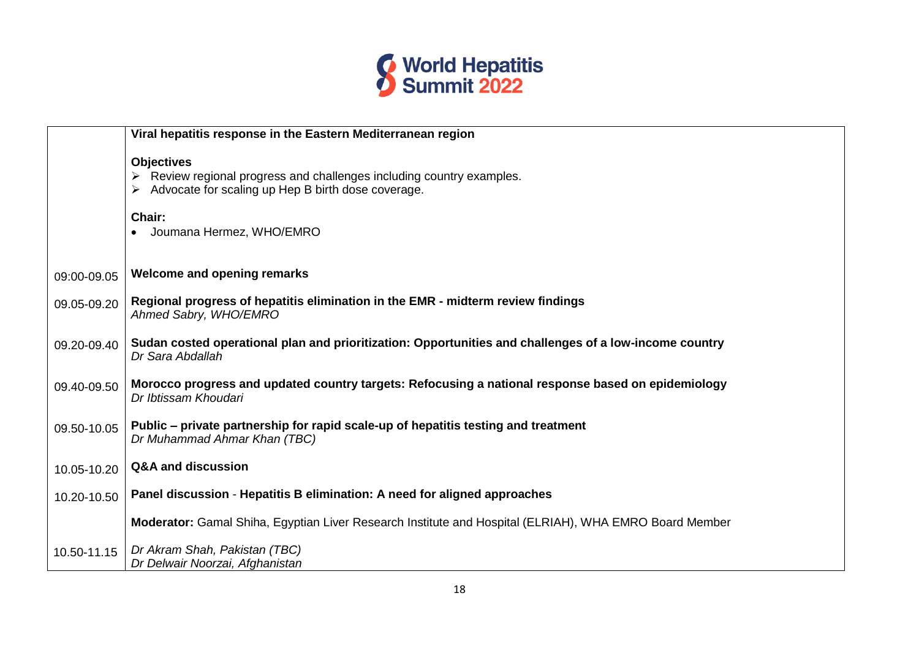| | |
|---|---|
| | **Viral hepatitis response in the Eastern Mediterranean region**<br><br>**Objectives**<br>➢ Review regional progress and challenges including country examples.<br>➢ Advocate for scaling up Hep B birth dose coverage.<br><br>**Chair:**<br>• Joumana Hermez, WHO/EMRO |
| 09:00-09.05 | **Welcome and opening remarks** |
| 09.05-09.20 | **Regional progress of hepatitis elimination in the EMR - midterm review findings**<br>*Ahmed Sabry, WHO/EMRO* |
| 09.20-09.40 | **Sudan costed operational plan and prioritization: Opportunities and challenges of a low-income country**<br>*Dr Sara Abdallah* |
| 09.40-09.50 | **Morocco progress and updated country targets: Refocusing a national response based on epidemiology**<br>*Dr Ibtissam Khoudari* |
| 09.50-10.05 | **Public – private partnership for rapid scale-up of hepatitis testing and treatment**<br>*Dr Muhammad Ahmar Khan (TBC)* |
| 10.05-10.20 | **Q&A and discussion** |
| 10.20-10.50 | **Panel discussion** - **Hepatitis B elimination: A need for aligned approaches**<br><br>**Moderator:** Gamal Shiha, Egyptian Liver Research Institute and Hospital (ELRIAH), WHA EMRO Board Member |
| 10.50-11.15 | *Dr Akram Shah, Pakistan (TBC)*<br>*Dr Delwair Noorzai, Afghanistan* |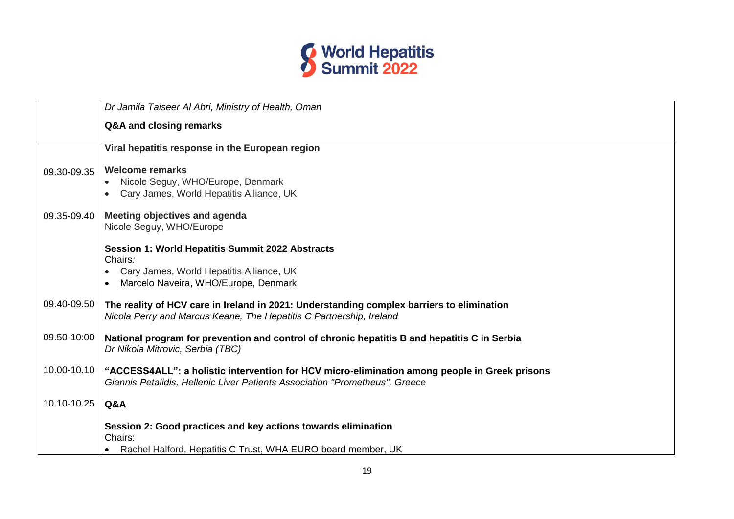| | |
|---|---|
| | *Dr Jamila Taiseer Al Abri, Ministry of Health, Oman*<br><br>**Q&A and closing remarks** |
| | **Viral hepatitis response in the European region** |
| 09.30-09.35 | **Welcome remarks**<br>• Nicole Seguy, WHO/Europe, Denmark<br>• Cary James, World Hepatitis Alliance, UK |
| 09.35-09.40 | **Meeting objectives and agenda**<br>Nicole Seguy, WHO/Europe |
| | **Session 1: World Hepatitis Summit 2022 Abstracts**<br>Chairs:<br>• Cary James, World Hepatitis Alliance, UK<br>• Marcelo Naveira, WHO/Europe, Denmark |
| 09.40-09.50 | **The reality of HCV care in Ireland in 2021: Understanding complex barriers to elimination**<br>*Nicola Perry and Marcus Keane, The Hepatitis C Partnership, Ireland* |
| 09.50-10:00 | **National program for prevention and control of chronic hepatitis B and hepatitis C in Serbia**<br>*Dr Nikola Mitrovic, Serbia (TBC)* |
| 10.00-10.10 | **"ACCESS4ALL": a holistic intervention for HCV micro-elimination among people in Greek prisons**<br>*Giannis Petalidis, Hellenic Liver Patients Association "Prometheus", Greece* |
| 10.10-10.25 | **Q&A** |
| | **Session 2: Good practices and key actions towards elimination**<br>Chairs:<br>• Rachel Halford, Hepatitis C Trust, WHA EURO board member, UK |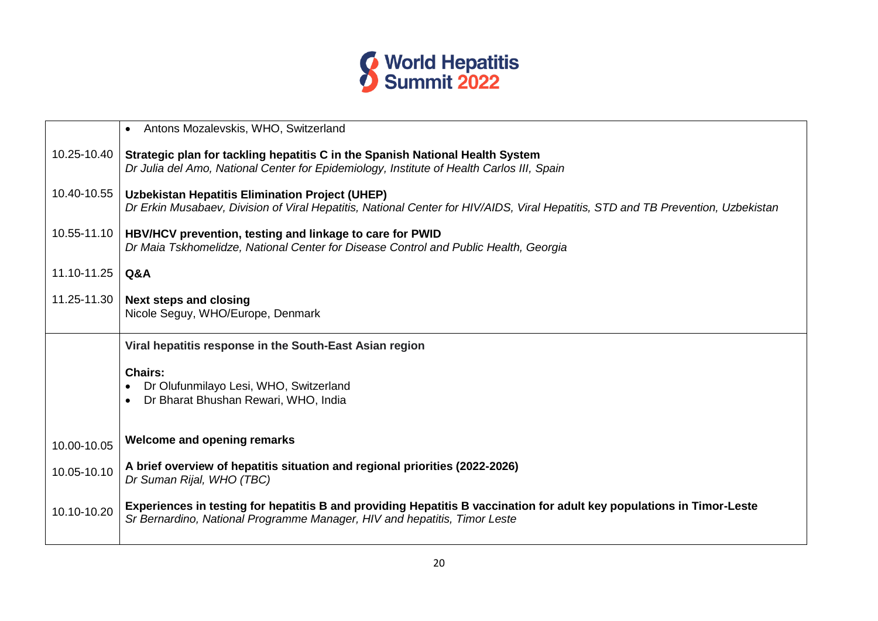| | |
|---|---|
| | • Antons Mozalevskis, WHO, Switzerland |
| 10.25-10.40 | **Strategic plan for tackling hepatitis C in the Spanish National Health System**<br>*Dr Julia del Amo, National Center for Epidemiology, Institute of Health Carlos III, Spain* |
| 10.40-10.55 | **Uzbekistan Hepatitis Elimination Project (UHEP)**<br>*Dr Erkin Musabaev, Division of Viral Hepatitis, National Center for HIV/AIDS, Viral Hepatitis, STD and TB Prevention, Uzbekistan* |
| 10.55-11.10 | **HBV/HCV prevention, testing and linkage to care for PWID**<br>*Dr Maia Tskhomelidze, National Center for Disease Control and Public Health, Georgia* |
| 11.10-11.25 | **Q&A** |
| 11.25-11.30 | **Next steps and closing**<br>Nicole Seguy, WHO/Europe, Denmark |
| | **Viral hepatitis response in the South-East Asian region**<br><br>**Chairs:**<br>• Dr Olufunmilayo Lesi, WHO, Switzerland<br>• Dr Bharat Bhushan Rewari, WHO, India |
| 10.00-10.05 | **Welcome and opening remarks** |
| 10.05-10.10 | **A brief overview of hepatitis situation and regional priorities (2022-2026)**<br>*Dr Suman Rijal, WHO (TBC)* |
| 10.10-10.20 | **Experiences in testing for hepatitis B and providing Hepatitis B vaccination for adult key populations in Timor-Leste**<br>*Sr Bernardino, National Programme Manager, HIV and hepatitis, Timor Leste* |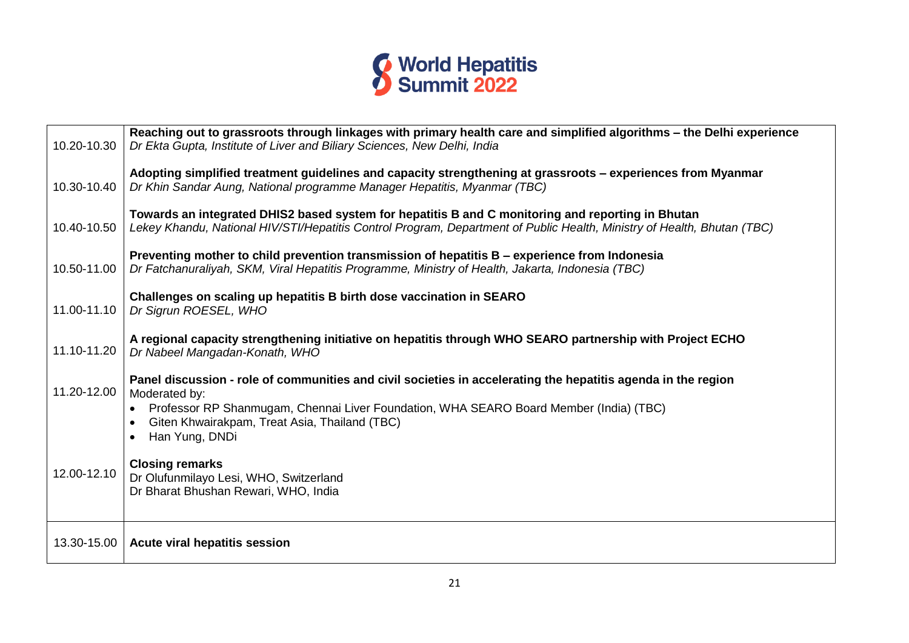| | |
|---|---|
| 10.20-10.30 | **Reaching out to grassroots through linkages with primary health care and simplified algorithms – the Delhi experience**<br>*Dr Ekta Gupta, Institute of Liver and Biliary Sciences, New Delhi, India* |
| 10.30-10.40 | **Adopting simplified treatment guidelines and capacity strengthening at grassroots – experiences from Myanmar**<br>*Dr Khin Sandar Aung, National programme Manager Hepatitis, Myanmar (TBC)* |
| 10.40-10.50 | **Towards an integrated DHIS2 based system for hepatitis B and C monitoring and reporting in Bhutan**<br>*Lekey Khandu, National HIV/STI/Hepatitis Control Program, Department of Public Health, Ministry of Health, Bhutan (TBC)* |
| 10.50-11.00 | **Preventing mother to child prevention transmission of hepatitis B – experience from Indonesia**<br>*Dr Fatchanuraliyah, SKM, Viral Hepatitis Programme, Ministry of Health, Jakarta, Indonesia (TBC)* |
| 11.00-11.10 | **Challenges on scaling up hepatitis B birth dose vaccination in SEARO**<br>*Dr Sigrun ROESEL, WHO* |
| 11.10-11.20 | **A regional capacity strengthening initiative on hepatitis through WHO SEARO partnership with Project ECHO**<br>*Dr Nabeel Mangadan-Konath, WHO* |
| 11.20-12.00 | **Panel discussion - role of communities and civil societies in accelerating the hepatitis agenda in the region**<br>Moderated by:<br>• Professor RP Shanmugam, Chennai Liver Foundation, WHA SEARO Board Member (India) (TBC)<br>• Giten Khwairakpam, Treat Asia, Thailand (TBC)<br>• Han Yung, DNDi |
| 12.00-12.10 | **Closing remarks**<br>Dr Olufunmilayo Lesi, WHO, Switzerland<br>Dr Bharat Bhushan Rewari, WHO, India |
| 13.30-15.00 | **Acute viral hepatitis session** |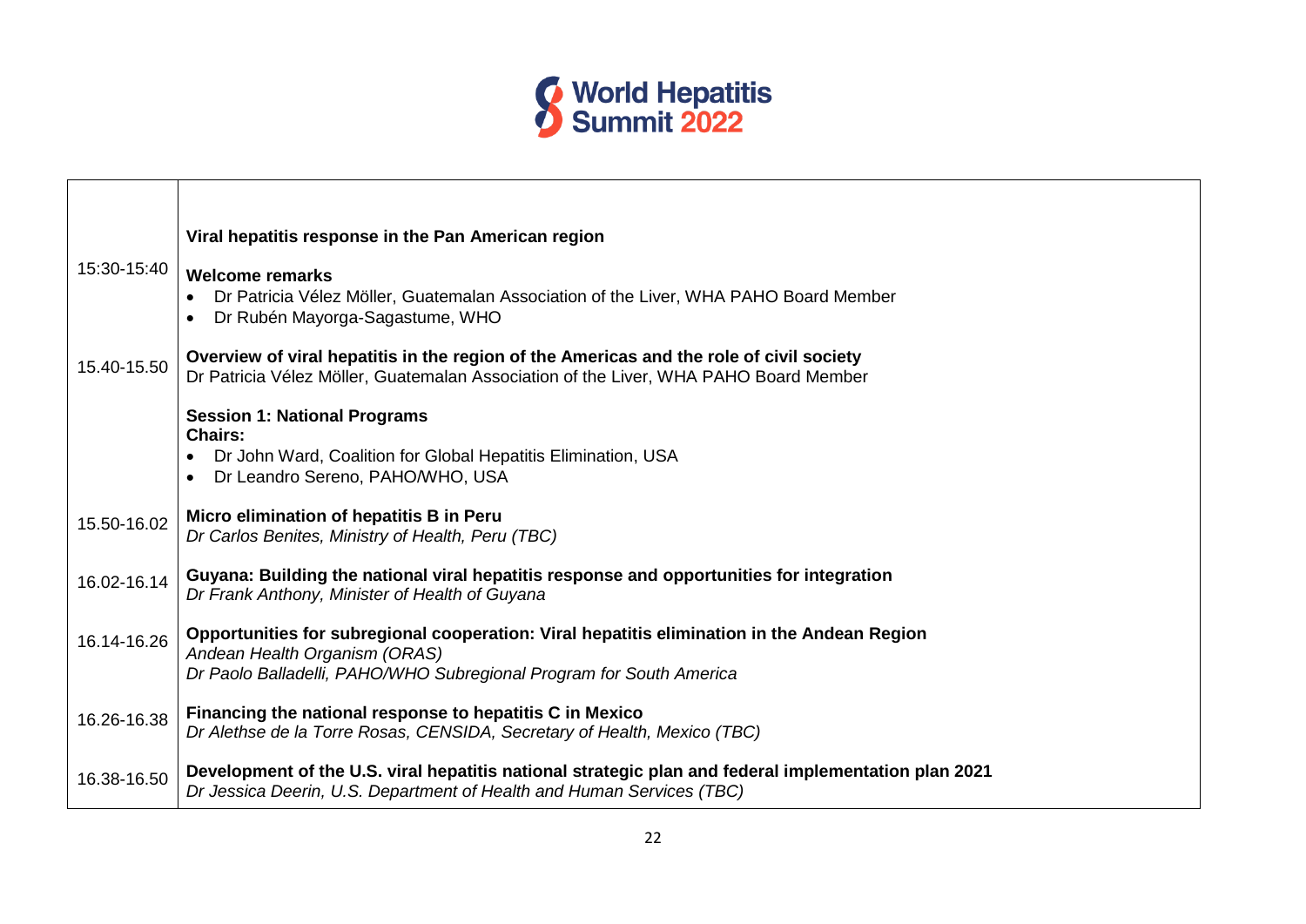| | |
|---|---|
| | **Viral hepatitis response in the Pan American region** |
| 15:30-15:40 | **Welcome remarks**<br>• Dr Patricia Vélez Möller, Guatemalan Association of the Liver, WHA PAHO Board Member<br>• Dr Rubén Mayorga-Sagastume, WHO |
| 15.40-15.50 | **Overview of viral hepatitis in the region of the Americas and the role of civil society**<br>Dr Patricia Vélez Möller, Guatemalan Association of the Liver, WHA PAHO Board Member |
| | **Session 1: National Programs**<br>**Chairs:**<br>• Dr John Ward, Coalition for Global Hepatitis Elimination, USA<br>• Dr Leandro Sereno, PAHO/WHO, USA |
| 15.50-16.02 | **Micro elimination of hepatitis B in Peru**<br>*Dr Carlos Benites, Ministry of Health, Peru (TBC)* |
| 16.02-16.14 | **Guyana: Building the national viral hepatitis response and opportunities for integration**<br>*Dr Frank Anthony, Minister of Health of Guyana* |
| 16.14-16.26 | **Opportunities for subregional cooperation: Viral hepatitis elimination in the Andean Region**<br>*Andean Health Organism (ORAS)*<br>*Dr Paolo Balladelli, PAHO/WHO Subregional Program for South America* |
| 16.26-16.38 | **Financing the national response to hepatitis C in Mexico**<br>*Dr Alethse de la Torre Rosas, CENSIDA, Secretary of Health, Mexico (TBC)* |
| 16.38-16.50 | **Development of the U.S. viral hepatitis national strategic plan and federal implementation plan 2021**<br>*Dr Jessica Deerin, U.S. Department of Health and Human Services (TBC)* |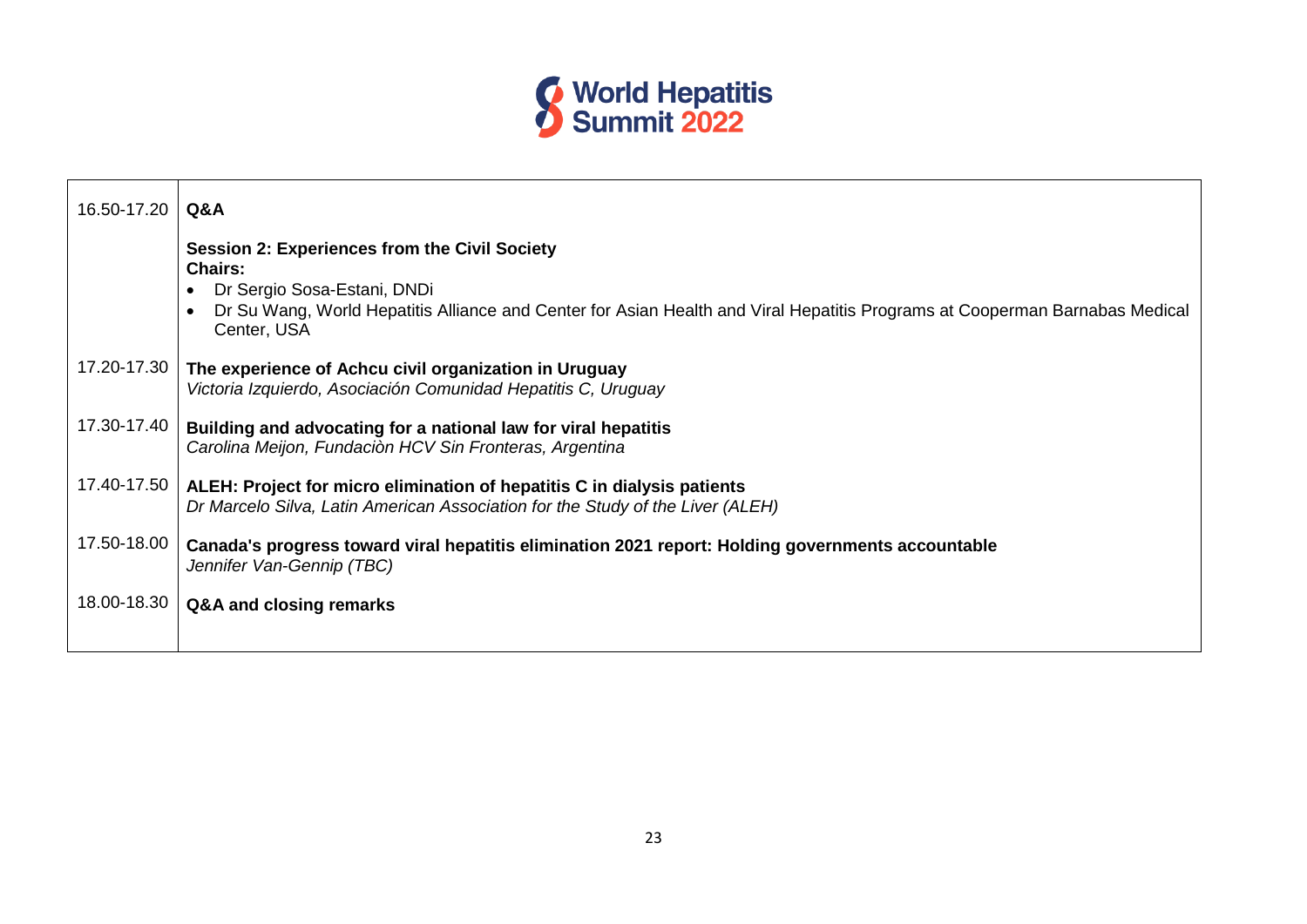| | |
|---|---|
| 16.50-17.20 | **Q&A** |
| | **Session 2: Experiences from the Civil Society**<br>**Chairs:**<br>• Dr Sergio Sosa-Estani, DNDi<br>• Dr Su Wang, World Hepatitis Alliance and Center for Asian Health and Viral Hepatitis Programs at Cooperman Barnabas Medical Center, USA |
| 17.20-17.30 | **The experience of Achcu civil organization in Uruguay**<br>*Victoria Izquierdo, Asociación Comunidad Hepatitis C, Uruguay* |
| 17.30-17.40 | **Building and advocating for a national law for viral hepatitis**<br>*Carolina Meijon, Fundaciòn HCV Sin Fronteras, Argentina* |
| 17.40-17.50 | **ALEH: Project for micro elimination of hepatitis C in dialysis patients**<br>*Dr Marcelo Silva, Latin American Association for the Study of the Liver (ALEH)* |
| 17.50-18.00 | **Canada's progress toward viral hepatitis elimination 2021 report: Holding governments accountable**<br>*Jennifer Van-Gennip (TBC)* |
| 18.00-18.30 | **Q&A and closing remarks** |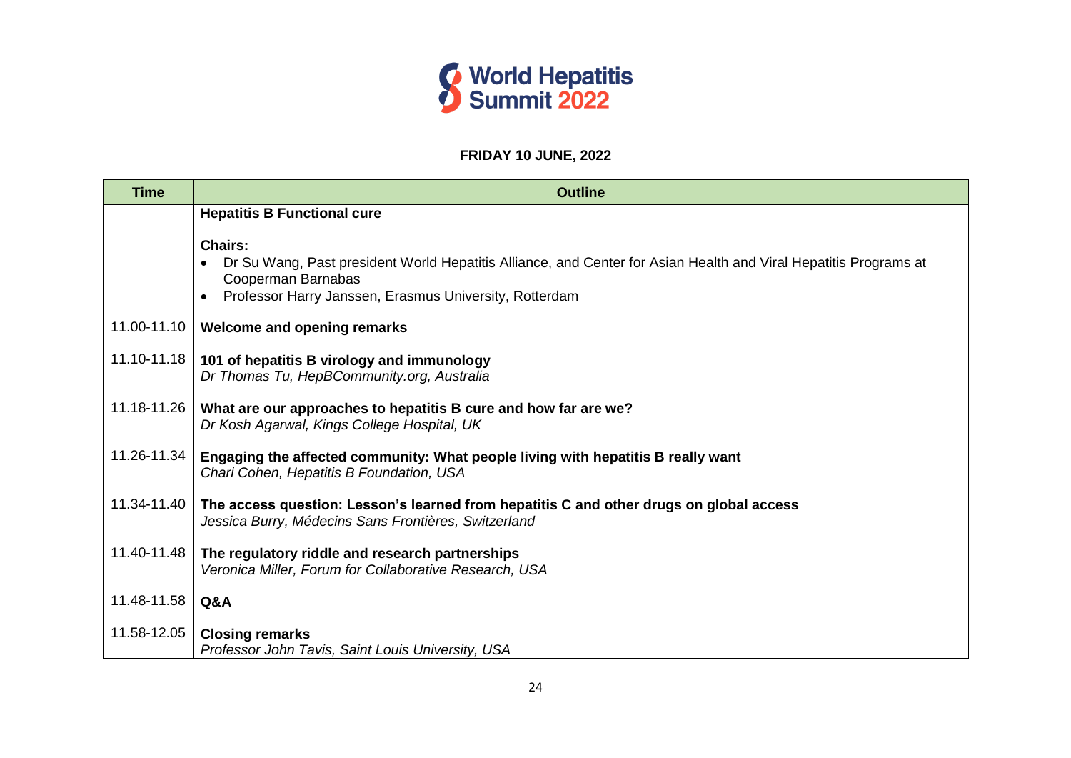World Hepatitis Summit 2022

**FRIDAY 10 JUNE, 2022**

| Time | Outline |
|---|---|
| | **Hepatitis B Functional cure**<br><br>**Chairs:**<br>• Dr Su Wang, Past president World Hepatitis Alliance, and Center for Asian Health and Viral Hepatitis Programs at Cooperman Barnabas<br>• Professor Harry Janssen, Erasmus University, Rotterdam |
| 11.00-11.10 | **Welcome and opening remarks** |
| 11.10-11.18 | **101 of hepatitis B virology and immunology**<br>*Dr Thomas Tu, HepBCommunity.org, Australia* |
| 11.18-11.26 | **What are our approaches to hepatitis B cure and how far are we?**<br>*Dr Kosh Agarwal, Kings College Hospital, UK* |
| 11.26-11.34 | **Engaging the affected community: What people living with hepatitis B really want**<br>*Chari Cohen, Hepatitis B Foundation, USA* |
| 11.34-11.40 | **The access question: Lesson's learned from hepatitis C and other drugs on global access**<br>*Jessica Burry, Médecins Sans Frontières, Switzerland* |
| 11.40-11.48 | **The regulatory riddle and research partnerships**<br>*Veronica Miller, Forum for Collaborative Research, USA* |
| 11.48-11.58 | **Q&A** |
| 11.58-12.05 | **Closing remarks**<br>*Professor John Tavis, Saint Louis University, USA* |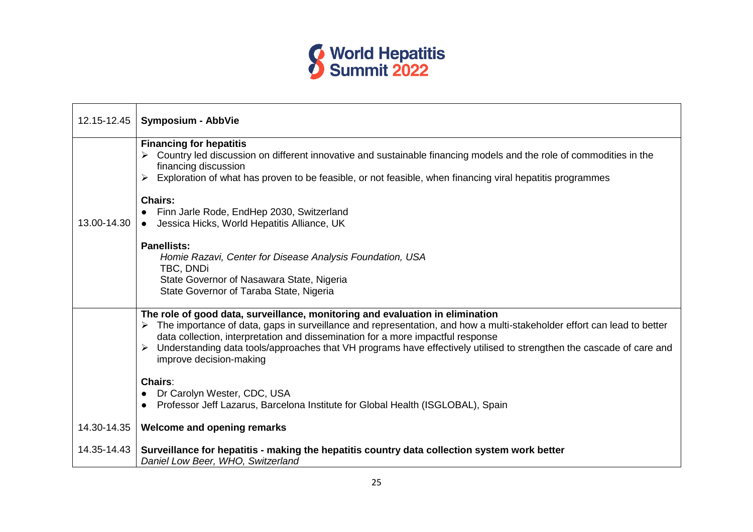| | |
|---|---|
| 12.15-12.45 | **Symposium - AbbVie** |
| 13.00-14.30 | **Financing for hepatitis**<br>➢ Country led discussion on different innovative and sustainable financing models and the role of commodities in the financing discussion<br>➢ Exploration of what has proven to be feasible, or not feasible, when financing viral hepatitis programmes<br><br>**Chairs:**<br>● Finn Jarle Rode, EndHep 2030, Switzerland<br>● Jessica Hicks, World Hepatitis Alliance, UK<br><br>**Panellists:**<br>*Homie Razavi, Center for Disease Analysis Foundation, USA*<br>TBC, DNDi<br>State Governor of Nasawara State, Nigeria<br>State Governor of Taraba State, Nigeria |
| | **The role of good data, surveillance, monitoring and evaluation in elimination**<br>➢ The importance of data, gaps in surveillance and representation, and how a multi-stakeholder effort can lead to better data collection, interpretation and dissemination for a more impactful response<br>➢ Understanding data tools/approaches that VH programs have effectively utilised to strengthen the cascade of care and improve decision-making<br><br>**Chairs**:<br>● Dr Carolyn Wester, CDC, USA<br>● Professor Jeff Lazarus, Barcelona Institute for Global Health (ISGLOBAL), Spain |
| 14.30-14.35 | **Welcome and opening remarks** |
| 14.35-14.43 | **Surveillance for hepatitis - making the hepatitis country data collection system work better**<br>*Daniel Low Beer, WHO, Switzerland* |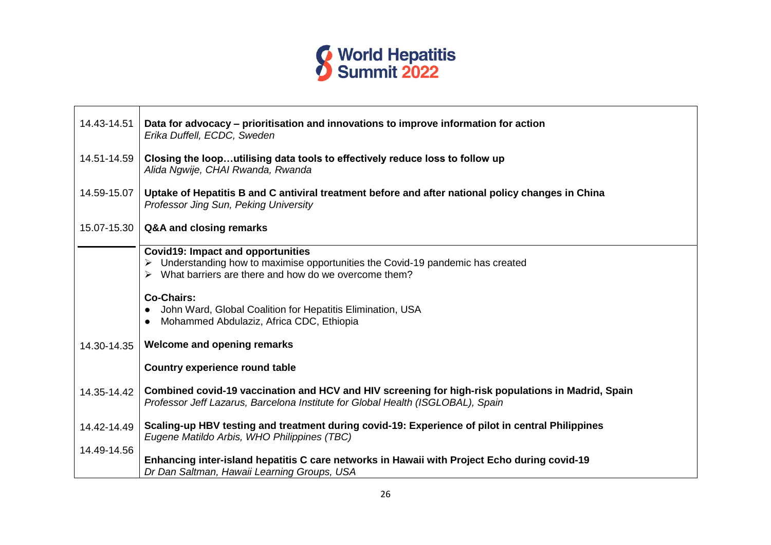| | |
|---|---|
| 14.43-14.51 | **Data for advocacy – prioritisation and innovations to improve information for action**<br>*Erika Duffell, ECDC, Sweden* |
| 14.51-14.59 | **Closing the loop…utilising data tools to effectively reduce loss to follow up**<br>*Alida Ngwije, CHAI Rwanda, Rwanda* |
| 14.59-15.07 | **Uptake of Hepatitis B and C antiviral treatment before and after national policy changes in China**<br>*Professor Jing Sun, Peking University* |
| 15.07-15.30 | **Q&A and closing remarks** |
| | **Covid19: Impact and opportunities**<br>➢ Understanding how to maximise opportunities the Covid-19 pandemic has created<br>➢ What barriers are there and how do we overcome them?<br><br>**Co-Chairs:**<br>● John Ward, Global Coalition for Hepatitis Elimination, USA<br>● Mohammed Abdulaziz, Africa CDC, Ethiopia |
| 14.30-14.35 | **Welcome and opening remarks** |
| | **Country experience round table** |
| 14.35-14.42 | **Combined covid-19 vaccination and HCV and HIV screening for high-risk populations in Madrid, Spain**<br>*Professor Jeff Lazarus, Barcelona Institute for Global Health (ISGLOBAL), Spain* |
| 14.42-14.49 | **Scaling-up HBV testing and treatment during covid-19: Experience of pilot in central Philippines**<br>*Eugene Matildo Arbis, WHO Philippines (TBC)* |
| 14.49-14.56 | **Enhancing inter-island hepatitis C care networks in Hawaii with Project Echo during covid-19**<br>*Dr Dan Saltman, Hawaii Learning Groups, USA* |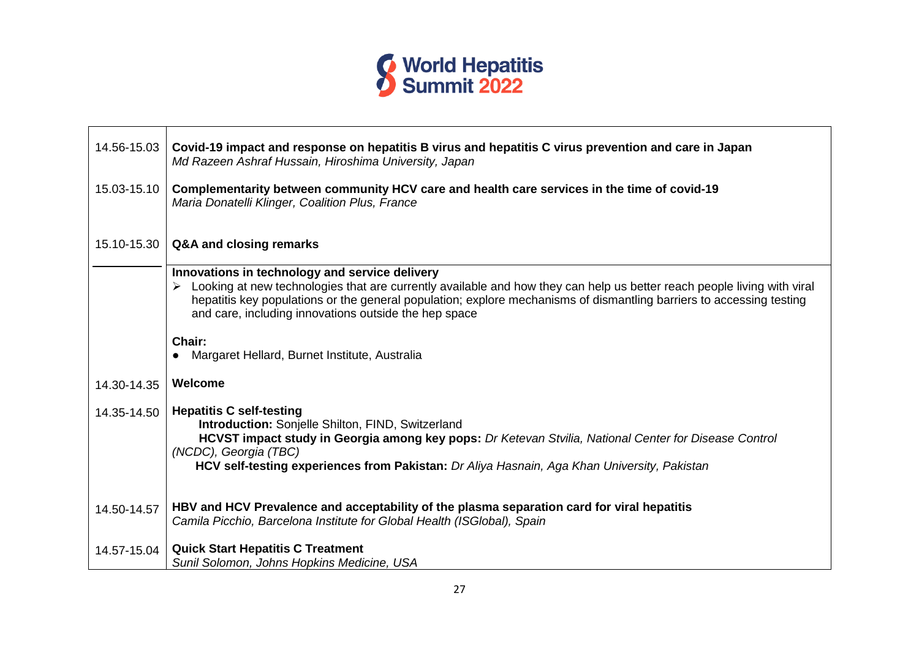| | |
|---|---|
| 14.56-15.03 | **Covid-19 impact and response on hepatitis B virus and hepatitis C virus prevention and care in Japan**<br>*Md Razeen Ashraf Hussain, Hiroshima University, Japan* |
| 15.03-15.10 | **Complementarity between community HCV care and health care services in the time of covid-19**<br>*Maria Donatelli Klinger, Coalition Plus, France* |
| 15.10-15.30 | **Q&A and closing remarks** |
| | **Innovations in technology and service delivery**<br>➢ Looking at new technologies that are currently available and how they can help us better reach people living with viral hepatitis key populations or the general population; explore mechanisms of dismantling barriers to accessing testing and care, including innovations outside the hep space<br><br>**Chair:**<br>● Margaret Hellard, Burnet Institute, Australia |
| 14.30-14.35 | **Welcome** |
| 14.35-14.50 | **Hepatitis C self-testing**<br>**Introduction:** Sonjelle Shilton, FIND, Switzerland<br>**HCVST impact study in Georgia among key pops:** *Dr Ketevan Stvilia, National Center for Disease Control (NCDC), Georgia (TBC)*<br>**HCV self-testing experiences from Pakistan:** *Dr Aliya Hasnain, Aga Khan University, Pakistan* |
| 14.50-14.57 | **HBV and HCV Prevalence and acceptability of the plasma separation card for viral hepatitis**<br>*Camila Picchio, Barcelona Institute for Global Health (ISGlobal), Spain* |
| 14.57-15.04 | **Quick Start Hepatitis C Treatment**<br>*Sunil Solomon, Johns Hopkins Medicine, USA* |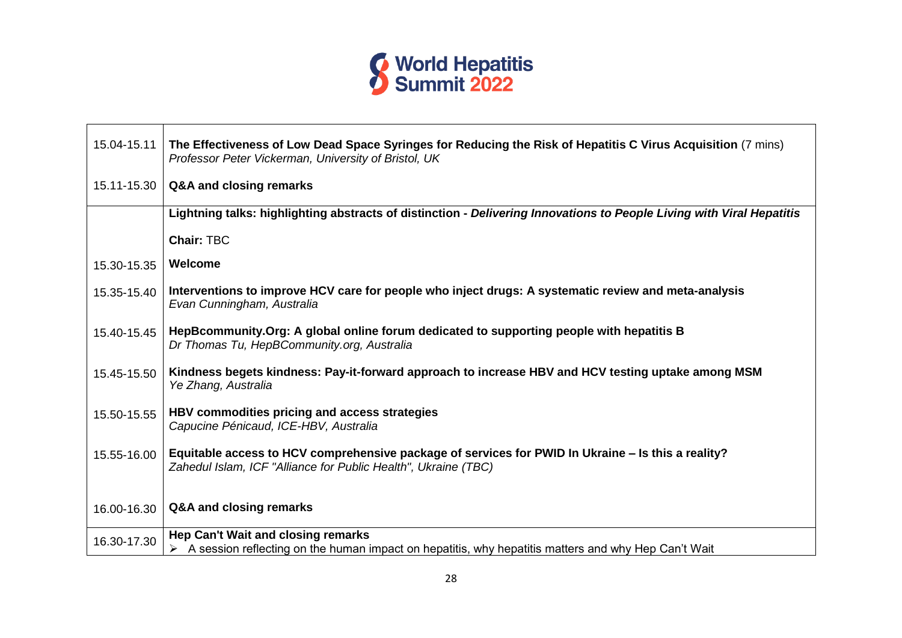| | |
|---|---|
| 15.04-15.11 | **The Effectiveness of Low Dead Space Syringes for Reducing the Risk of Hepatitis C Virus Acquisition** (7 mins)<br>*Professor Peter Vickerman, University of Bristol, UK* |
| 15.11-15.30 | **Q&A and closing remarks** |
| | **Lightning talks: highlighting abstracts of distinction -** ***Delivering Innovations to People Living with Viral Hepatitis***<br><br>**Chair:** TBC |
| 15.30-15.35 | **Welcome** |
| 15.35-15.40 | **Interventions to improve HCV care for people who inject drugs: A systematic review and meta-analysis**<br>*Evan Cunningham, Australia* |
| 15.40-15.45 | **HepBcommunity.Org: A global online forum dedicated to supporting people with hepatitis B**<br>*Dr Thomas Tu, HepBCommunity.org, Australia* |
| 15.45-15.50 | **Kindness begets kindness: Pay-it-forward approach to increase HBV and HCV testing uptake among MSM**<br>*Ye Zhang, Australia* |
| 15.50-15.55 | **HBV commodities pricing and access strategies**<br>*Capucine Pénicaud, ICE-HBV, Australia* |
| 15.55-16.00 | **Equitable access to HCV comprehensive package of services for PWID In Ukraine – Is this a reality?**<br>*Zahedul Islam, ICF "Alliance for Public Health", Ukraine (TBC)* |
| 16.00-16.30 | **Q&A and closing remarks** |
| 16.30-17.30 | **Hep Can't Wait and closing remarks**<br>➢ A session reflecting on the human impact on hepatitis, why hepatitis matters and why Hep Can't Wait |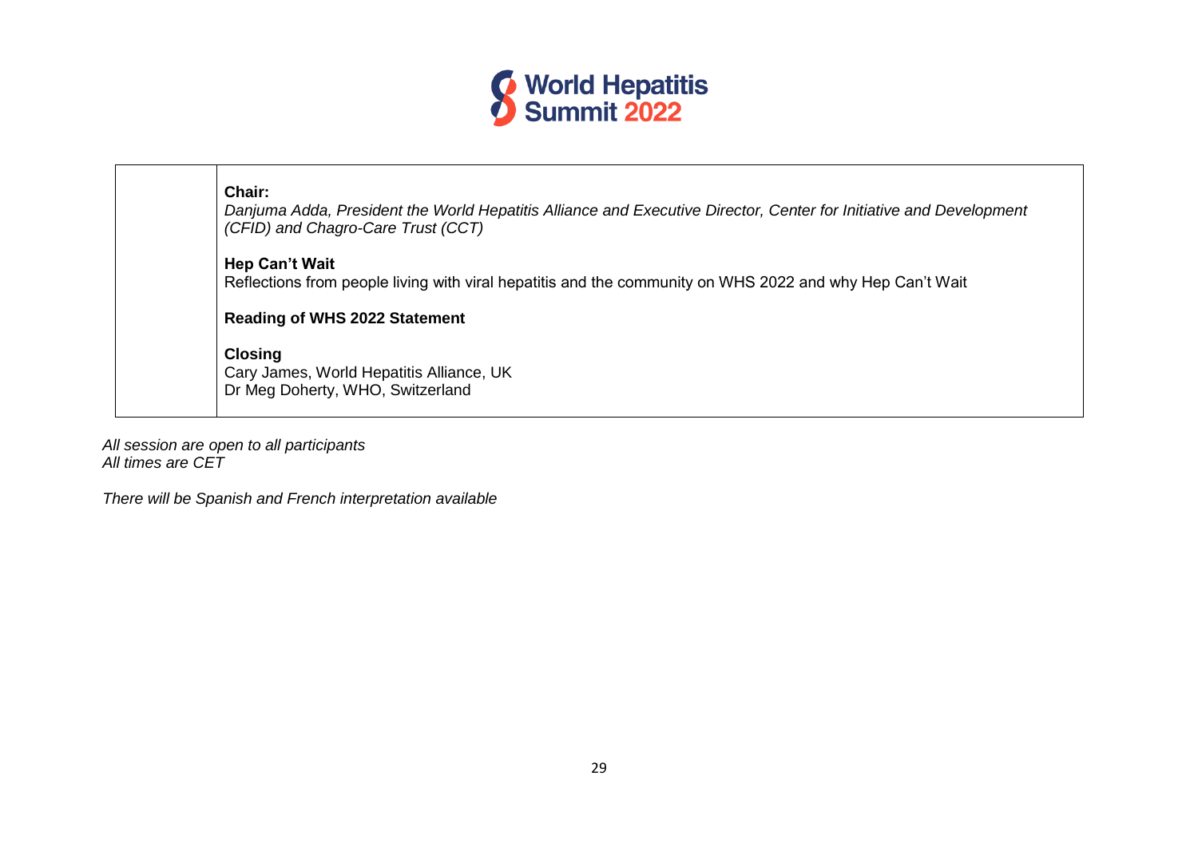| | |
|---|---|
| | **Chair:**<br>*Danjuma Adda, President the World Hepatitis Alliance and Executive Director, Center for Initiative and Development (CFID) and Chagro-Care Trust (CCT)*<br><br>**Hep Can't Wait**<br>Reflections from people living with viral hepatitis and the community on WHS 2022 and why Hep Can't Wait<br><br>**Reading of WHS 2022 Statement**<br><br>**Closing**<br>Cary James, World Hepatitis Alliance, UK<br>Dr Meg Doherty, WHO, Switzerland |

*All session are open to all participants*
*All times are CET*

*There will be Spanish and French interpretation available*